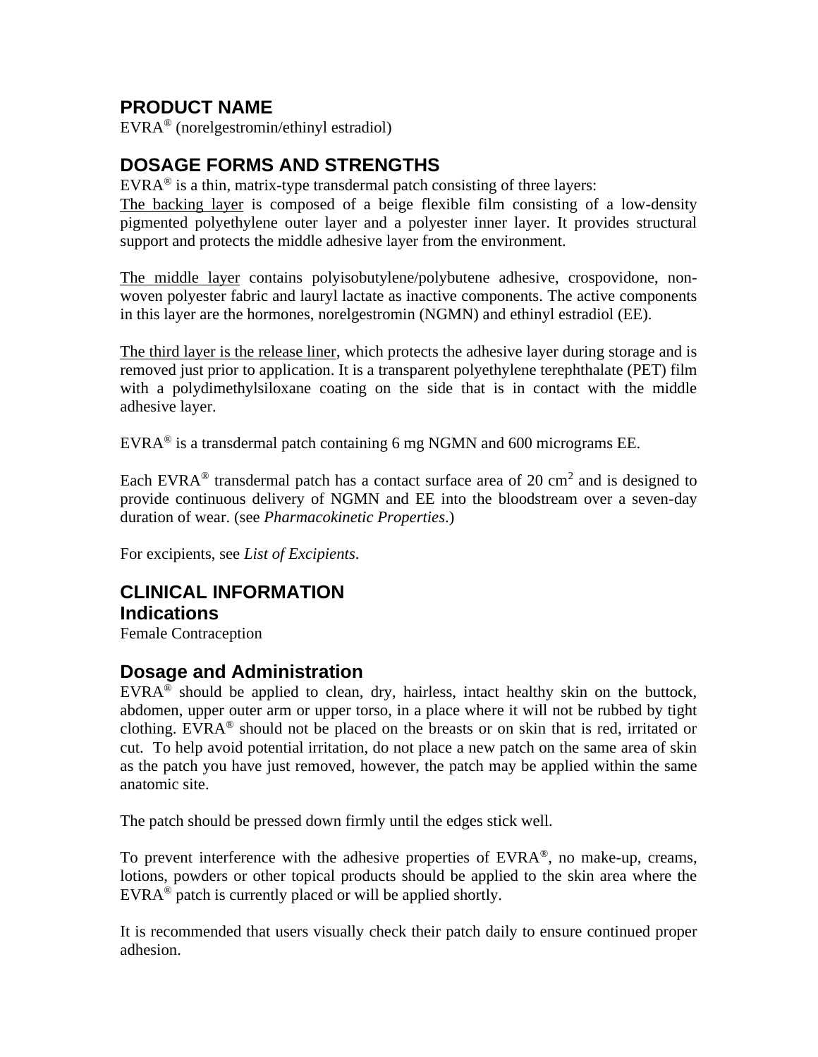## PRODUCT NAME

EVRA® (norelgestromin/ethinyl estradiol)

## DOSAGE FORMS AND STRENGTHS

EVRA® is a thin, matrix-type transdermal patch consisting of three layers:

The backing layer is composed of a beige flexible film consisting of a low-density pigmented polyethylene outer layer and a polyester inner layer. It provides structural support and protects the middle adhesive layer from the environment.

The middle layer contains polyisobutylene/polybutene adhesive, crospovidone, non-woven polyester fabric and lauryl lactate as inactive components. The active components in this layer are the hormones, norelgestromin (NGMN) and ethinyl estradiol (EE).

The third layer is the release liner, which protects the adhesive layer during storage and is removed just prior to application. It is a transparent polyethylene terephthalate (PET) film with a polydimethylsiloxane coating on the side that is in contact with the middle adhesive layer.

EVRA® is a transdermal patch containing 6 mg NGMN and 600 micrograms EE.

Each EVRA® transdermal patch has a contact surface area of 20 $cm^2$ and is designed to provide continuous delivery of NGMN and EE into the bloodstream over a seven-day duration of wear. (see *Pharmacokinetic Properties*.)

For excipients, see *List of Excipients*.

## CLINICAL INFORMATION

### Indications

Female Contraception

### Dosage and Administration

EVRA® should be applied to clean, dry, hairless, intact healthy skin on the buttock, abdomen, upper outer arm or upper torso, in a place where it will not be rubbed by tight clothing. EVRA® should not be placed on the breasts or on skin that is red, irritated or cut. To help avoid potential irritation, do not place a new patch on the same area of skin as the patch you have just removed, however, the patch may be applied within the same anatomic site.

The patch should be pressed down firmly until the edges stick well.

To prevent interference with the adhesive properties of EVRA®, no make-up, creams, lotions, powders or other topical products should be applied to the skin area where the EVRA® patch is currently placed or will be applied shortly.

It is recommended that users visually check their patch daily to ensure continued proper adhesion.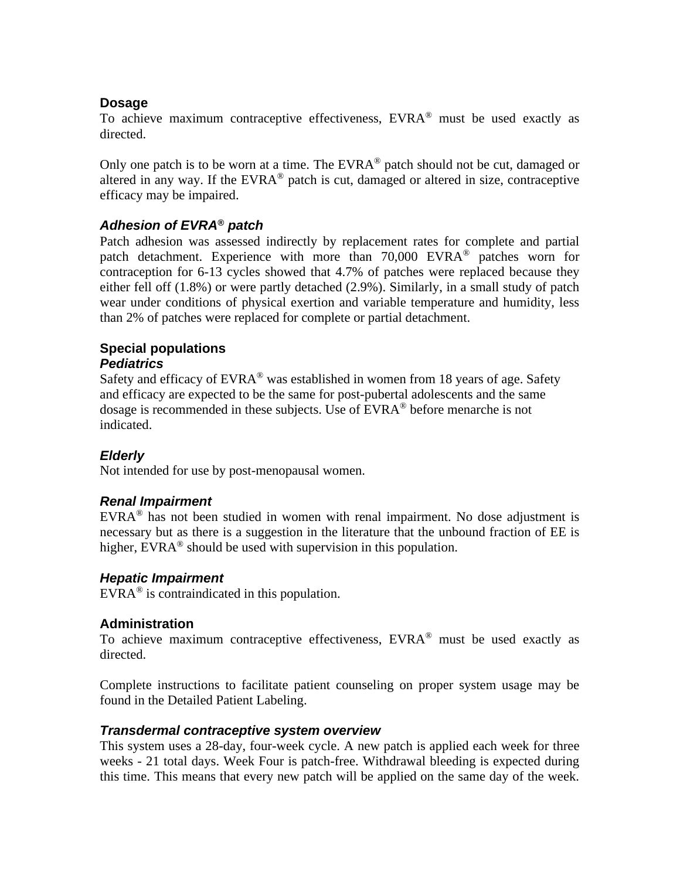### Dosage

To achieve maximum contraceptive effectiveness, EVRA® must be used exactly as directed.

Only one patch is to be worn at a time. The EVRA® patch should not be cut, damaged or altered in any way. If the EVRA® patch is cut, damaged or altered in size, contraceptive efficacy may be impaired.

#### *Adhesion of EVRA® patch*

Patch adhesion was assessed indirectly by replacement rates for complete and partial patch detachment. Experience with more than 70,000 EVRA® patches worn for contraception for 6-13 cycles showed that 4.7% of patches were replaced because they either fell off (1.8%) or were partly detached (2.9%). Similarly, in a small study of patch wear under conditions of physical exertion and variable temperature and humidity, less than 2% of patches were replaced for complete or partial detachment.

### Special populations

#### *Pediatrics*

Safety and efficacy of EVRA® was established in women from 18 years of age. Safety and efficacy are expected to be the same for post-pubertal adolescents and the same dosage is recommended in these subjects. Use of EVRA® before menarche is not indicated.

#### *Elderly*

Not intended for use by post-menopausal women.

#### *Renal Impairment*

EVRA® has not been studied in women with renal impairment. No dose adjustment is necessary but as there is a suggestion in the literature that the unbound fraction of EE is higher, EVRA® should be used with supervision in this population.

#### *Hepatic Impairment*

EVRA® is contraindicated in this population.

### Administration

To achieve maximum contraceptive effectiveness, EVRA® must be used exactly as directed.

Complete instructions to facilitate patient counseling on proper system usage may be found in the Detailed Patient Labeling.

#### *Transdermal contraceptive system overview*

This system uses a 28-day, four-week cycle. A new patch is applied each week for three weeks - 21 total days. Week Four is patch-free. Withdrawal bleeding is expected during this time. This means that every new patch will be applied on the same day of the week.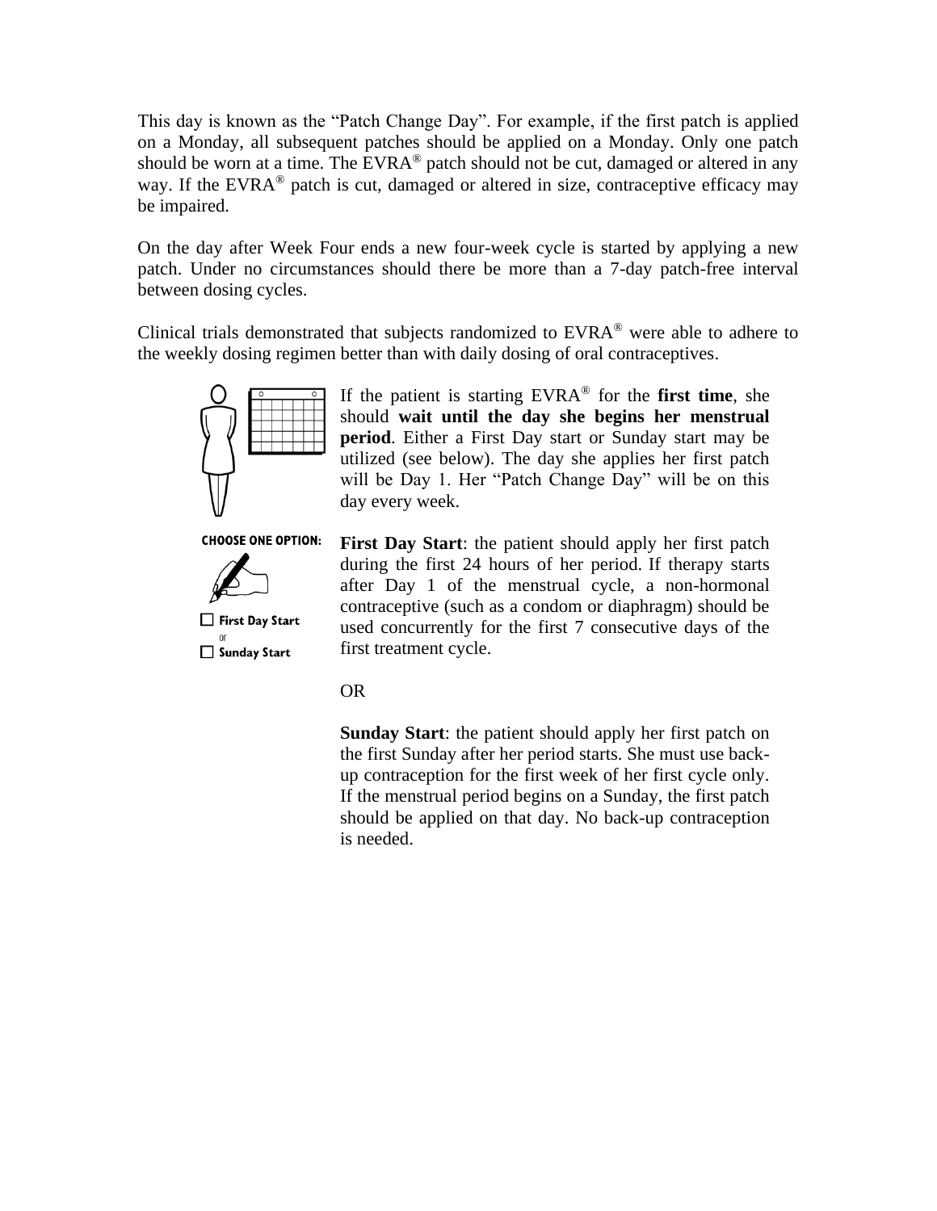This day is known as the "Patch Change Day". For example, if the first patch is applied on a Monday, all subsequent patches should be applied on a Monday. Only one patch should be worn at a time. The EVRA® patch should not be cut, damaged or altered in any way. If the EVRA® patch is cut, damaged or altered in size, contraceptive efficacy may be impaired.

On the day after Week Four ends a new four-week cycle is started by applying a new patch. Under no circumstances should there be more than a 7-day patch-free interval between dosing cycles.

Clinical trials demonstrated that subjects randomized to EVRA® were able to adhere to the weekly dosing regimen better than with daily dosing of oral contraceptives.

If the patient is starting EVRA® for the **first time**, she should **wait until the day she begins her menstrual period**. Either a First Day start or Sunday start may be utilized (see below). The day she applies her first patch will be Day 1. Her "Patch Change Day" will be on this day every week.

**CHOOSE ONE OPTION:**

☐ **First Day Start**
or
☐ **Sunday Start**

**First Day Start**: the patient should apply her first patch during the first 24 hours of her period. If therapy starts after Day 1 of the menstrual cycle, a non-hormonal contraceptive (such as a condom or diaphragm) should be used concurrently for the first 7 consecutive days of the first treatment cycle.

OR

**Sunday Start**: the patient should apply her first patch on the first Sunday after her period starts. She must use back-up contraception for the first week of her first cycle only. If the menstrual period begins on a Sunday, the first patch should be applied on that day. No back-up contraception is needed.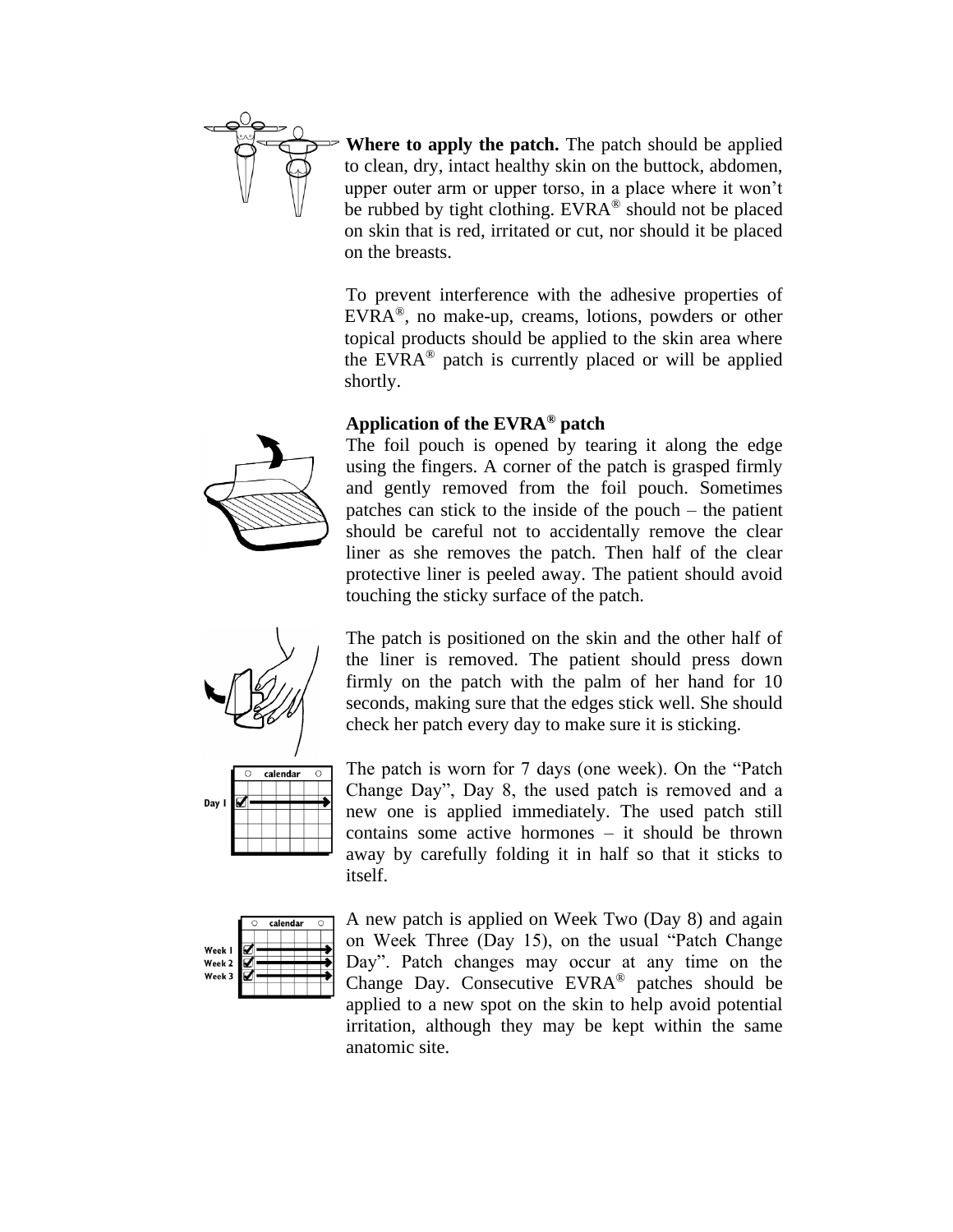**Where to apply the patch.** The patch should be applied to clean, dry, intact healthy skin on the buttock, abdomen, upper outer arm or upper torso, in a place where it won't be rubbed by tight clothing. EVRA® should not be placed on skin that is red, irritated or cut, nor should it be placed on the breasts.

To prevent interference with the adhesive properties of EVRA®, no make-up, creams, lotions, powders or other topical products should be applied to the skin area where the EVRA® patch is currently placed or will be applied shortly.

**Application of the EVRA® patch**

The foil pouch is opened by tearing it along the edge using the fingers. A corner of the patch is grasped firmly and gently removed from the foil pouch. Sometimes patches can stick to the inside of the pouch – the patient should be careful not to accidentally remove the clear liner as she removes the patch. Then half of the clear protective liner is peeled away. The patient should avoid touching the sticky surface of the patch.

The patch is positioned on the skin and the other half of the liner is removed. The patient should press down firmly on the patch with the palm of her hand for 10 seconds, making sure that the edges stick well. She should check her patch every day to make sure it is sticking.

The patch is worn for 7 days (one week). On the "Patch Change Day", Day 8, the used patch is removed and a new one is applied immediately. The used patch still contains some active hormones – it should be thrown away by carefully folding it in half so that it sticks to itself.

A new patch is applied on Week Two (Day 8) and again on Week Three (Day 15), on the usual "Patch Change Day". Patch changes may occur at any time on the Change Day. Consecutive EVRA® patches should be applied to a new spot on the skin to help avoid potential irritation, although they may be kept within the same anatomic site.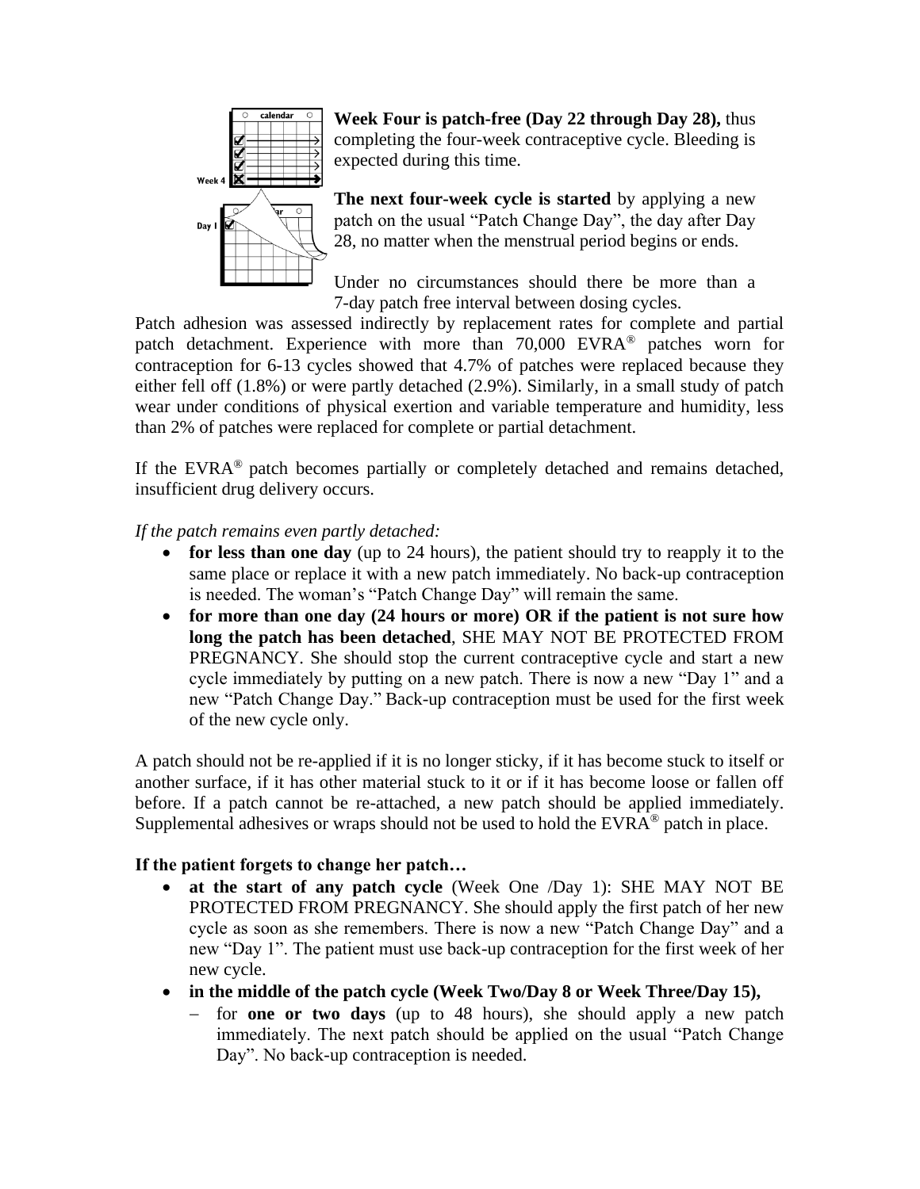**Week Four is patch-free (Day 22 through Day 28),** thus completing the four-week contraceptive cycle. Bleeding is expected during this time.

**The next four-week cycle is started** by applying a new patch on the usual "Patch Change Day", the day after Day 28, no matter when the menstrual period begins or ends.

Under no circumstances should there be more than a 7-day patch free interval between dosing cycles.

Patch adhesion was assessed indirectly by replacement rates for complete and partial patch detachment. Experience with more than 70,000 EVRA® patches worn for contraception for 6-13 cycles showed that 4.7% of patches were replaced because they either fell off (1.8%) or were partly detached (2.9%). Similarly, in a small study of patch wear under conditions of physical exertion and variable temperature and humidity, less than 2% of patches were replaced for complete or partial detachment.

If the EVRA® patch becomes partially or completely detached and remains detached, insufficient drug delivery occurs.

*If the patch remains even partly detached:*

- **for less than one day** (up to 24 hours), the patient should try to reapply it to the same place or replace it with a new patch immediately. No back-up contraception is needed. The woman's "Patch Change Day" will remain the same.
- **for more than one day (24 hours or more) OR if the patient is not sure how long the patch has been detached**, SHE MAY NOT BE PROTECTED FROM PREGNANCY. She should stop the current contraceptive cycle and start a new cycle immediately by putting on a new patch. There is now a new "Day 1" and a new "Patch Change Day." Back-up contraception must be used for the first week of the new cycle only.

A patch should not be re-applied if it is no longer sticky, if it has become stuck to itself or another surface, if it has other material stuck to it or if it has become loose or fallen off before. If a patch cannot be re-attached, a new patch should be applied immediately. Supplemental adhesives or wraps should not be used to hold the EVRA® patch in place.

**If the patient forgets to change her patch…**

- **at the start of any patch cycle** (Week One /Day 1): SHE MAY NOT BE PROTECTED FROM PREGNANCY. She should apply the first patch of her new cycle as soon as she remembers. There is now a new "Patch Change Day" and a new "Day 1". The patient must use back-up contraception for the first week of her new cycle.
- **in the middle of the patch cycle (Week Two/Day 8 or Week Three/Day 15),**
  - for **one or two days** (up to 48 hours), she should apply a new patch immediately. The next patch should be applied on the usual "Patch Change Day". No back-up contraception is needed.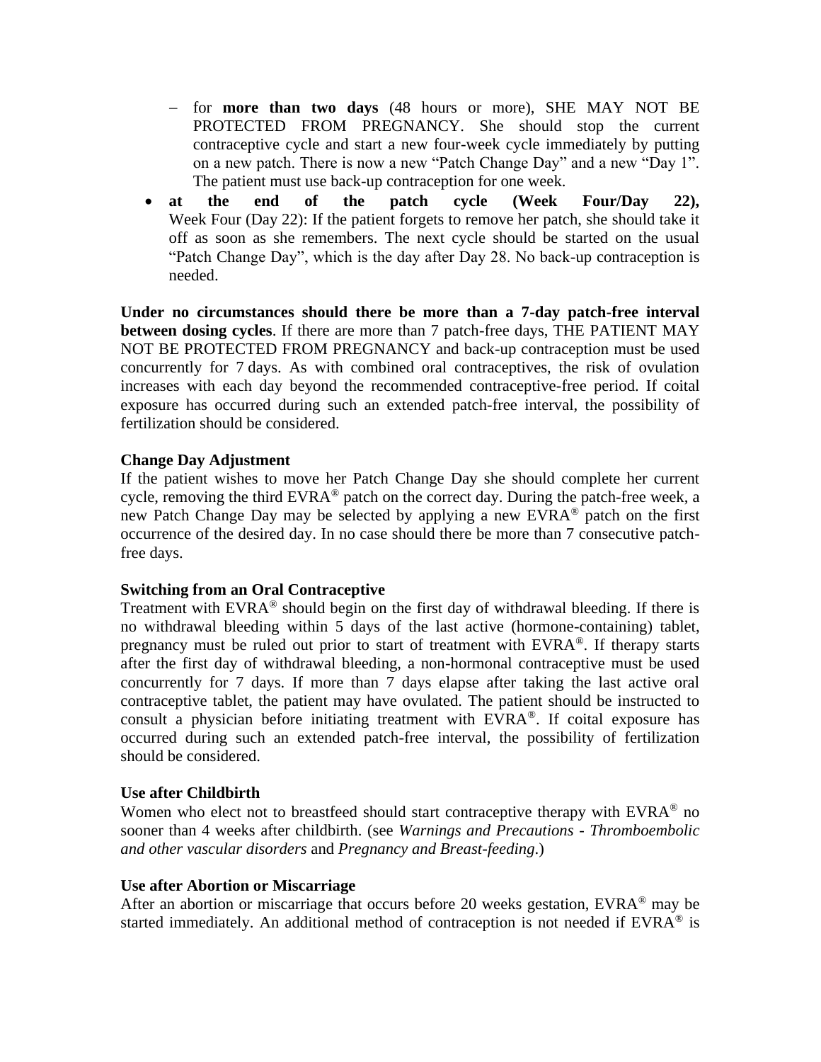- for **more than two days** (48 hours or more), SHE MAY NOT BE PROTECTED FROM PREGNANCY. She should stop the current contraceptive cycle and start a new four-week cycle immediately by putting on a new patch. There is now a new "Patch Change Day" and a new "Day 1". The patient must use back-up contraception for one week.
- **at the end of the patch cycle (Week Four/Day 22),** Week Four (Day 22): If the patient forgets to remove her patch, she should take it off as soon as she remembers. The next cycle should be started on the usual "Patch Change Day", which is the day after Day 28. No back-up contraception is needed.

**Under no circumstances should there be more than a 7-day patch-free interval between dosing cycles**. If there are more than 7 patch-free days, THE PATIENT MAY NOT BE PROTECTED FROM PREGNANCY and back-up contraception must be used concurrently for 7 days. As with combined oral contraceptives, the risk of ovulation increases with each day beyond the recommended contraceptive-free period. If coital exposure has occurred during such an extended patch-free interval, the possibility of fertilization should be considered.

**Change Day Adjustment**
If the patient wishes to move her Patch Change Day she should complete her current cycle, removing the third EVRA® patch on the correct day. During the patch-free week, a new Patch Change Day may be selected by applying a new EVRA® patch on the first occurrence of the desired day. In no case should there be more than 7 consecutive patch-free days.

**Switching from an Oral Contraceptive**
Treatment with EVRA® should begin on the first day of withdrawal bleeding. If there is no withdrawal bleeding within 5 days of the last active (hormone-containing) tablet, pregnancy must be ruled out prior to start of treatment with EVRA®. If therapy starts after the first day of withdrawal bleeding, a non-hormonal contraceptive must be used concurrently for 7 days. If more than 7 days elapse after taking the last active oral contraceptive tablet, the patient may have ovulated. The patient should be instructed to consult a physician before initiating treatment with EVRA®. If coital exposure has occurred during such an extended patch-free interval, the possibility of fertilization should be considered.

**Use after Childbirth**
Women who elect not to breastfeed should start contraceptive therapy with EVRA® no sooner than 4 weeks after childbirth. (see *Warnings and Precautions - Thromboembolic and other vascular disorders* and *Pregnancy and Breast-feeding*.)

**Use after Abortion or Miscarriage**
After an abortion or miscarriage that occurs before 20 weeks gestation, EVRA® may be started immediately. An additional method of contraception is not needed if EVRA® is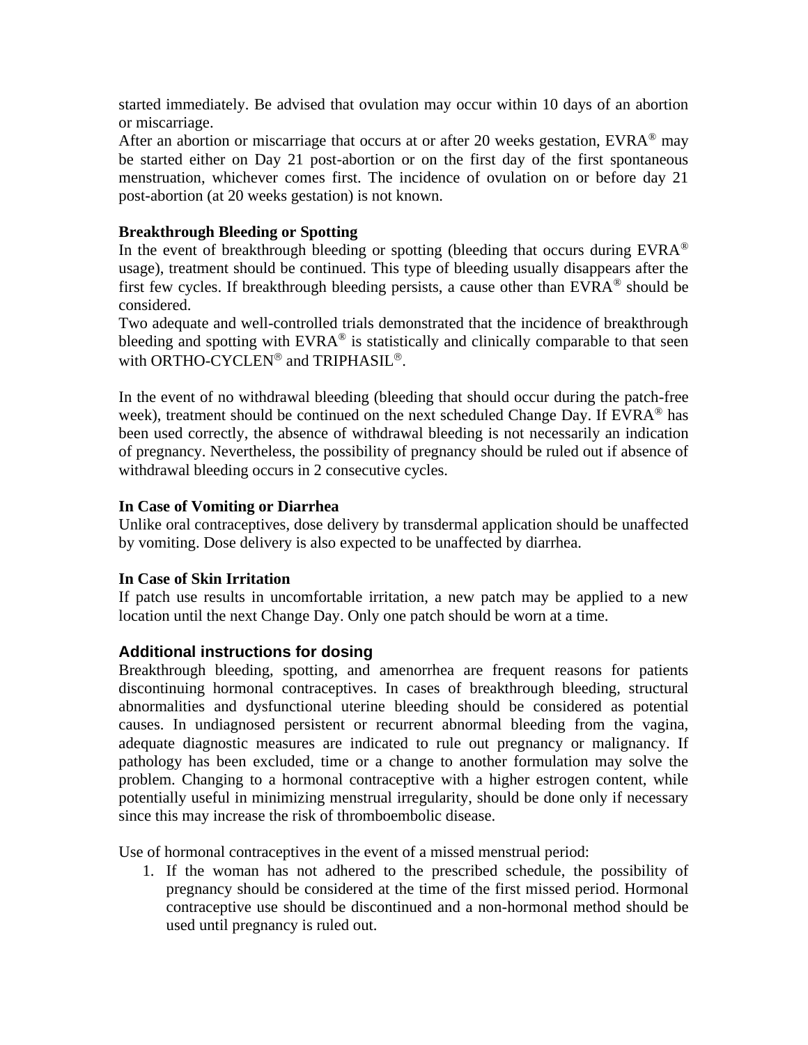started immediately. Be advised that ovulation may occur within 10 days of an abortion or miscarriage.

After an abortion or miscarriage that occurs at or after 20 weeks gestation, EVRA® may be started either on Day 21 post-abortion or on the first day of the first spontaneous menstruation, whichever comes first. The incidence of ovulation on or before day 21 post-abortion (at 20 weeks gestation) is not known.

**Breakthrough Bleeding or Spotting**

In the event of breakthrough bleeding or spotting (bleeding that occurs during EVRA® usage), treatment should be continued. This type of bleeding usually disappears after the first few cycles. If breakthrough bleeding persists, a cause other than EVRA® should be considered.

Two adequate and well-controlled trials demonstrated that the incidence of breakthrough bleeding and spotting with EVRA® is statistically and clinically comparable to that seen with ORTHO-CYCLEN® and TRIPHASIL®.

In the event of no withdrawal bleeding (bleeding that should occur during the patch-free week), treatment should be continued on the next scheduled Change Day. If EVRA® has been used correctly, the absence of withdrawal bleeding is not necessarily an indication of pregnancy. Nevertheless, the possibility of pregnancy should be ruled out if absence of withdrawal bleeding occurs in 2 consecutive cycles.

**In Case of Vomiting or Diarrhea**

Unlike oral contraceptives, dose delivery by transdermal application should be unaffected by vomiting. Dose delivery is also expected to be unaffected by diarrhea.

**In Case of Skin Irritation**

If patch use results in uncomfortable irritation, a new patch may be applied to a new location until the next Change Day. Only one patch should be worn at a time.

## Additional instructions for dosing

Breakthrough bleeding, spotting, and amenorrhea are frequent reasons for patients discontinuing hormonal contraceptives. In cases of breakthrough bleeding, structural abnormalities and dysfunctional uterine bleeding should be considered as potential causes. In undiagnosed persistent or recurrent abnormal bleeding from the vagina, adequate diagnostic measures are indicated to rule out pregnancy or malignancy. If pathology has been excluded, time or a change to another formulation may solve the problem. Changing to a hormonal contraceptive with a higher estrogen content, while potentially useful in minimizing menstrual irregularity, should be done only if necessary since this may increase the risk of thromboembolic disease.

Use of hormonal contraceptives in the event of a missed menstrual period:

1. If the woman has not adhered to the prescribed schedule, the possibility of pregnancy should be considered at the time of the first missed period. Hormonal contraceptive use should be discontinued and a non-hormonal method should be used until pregnancy is ruled out.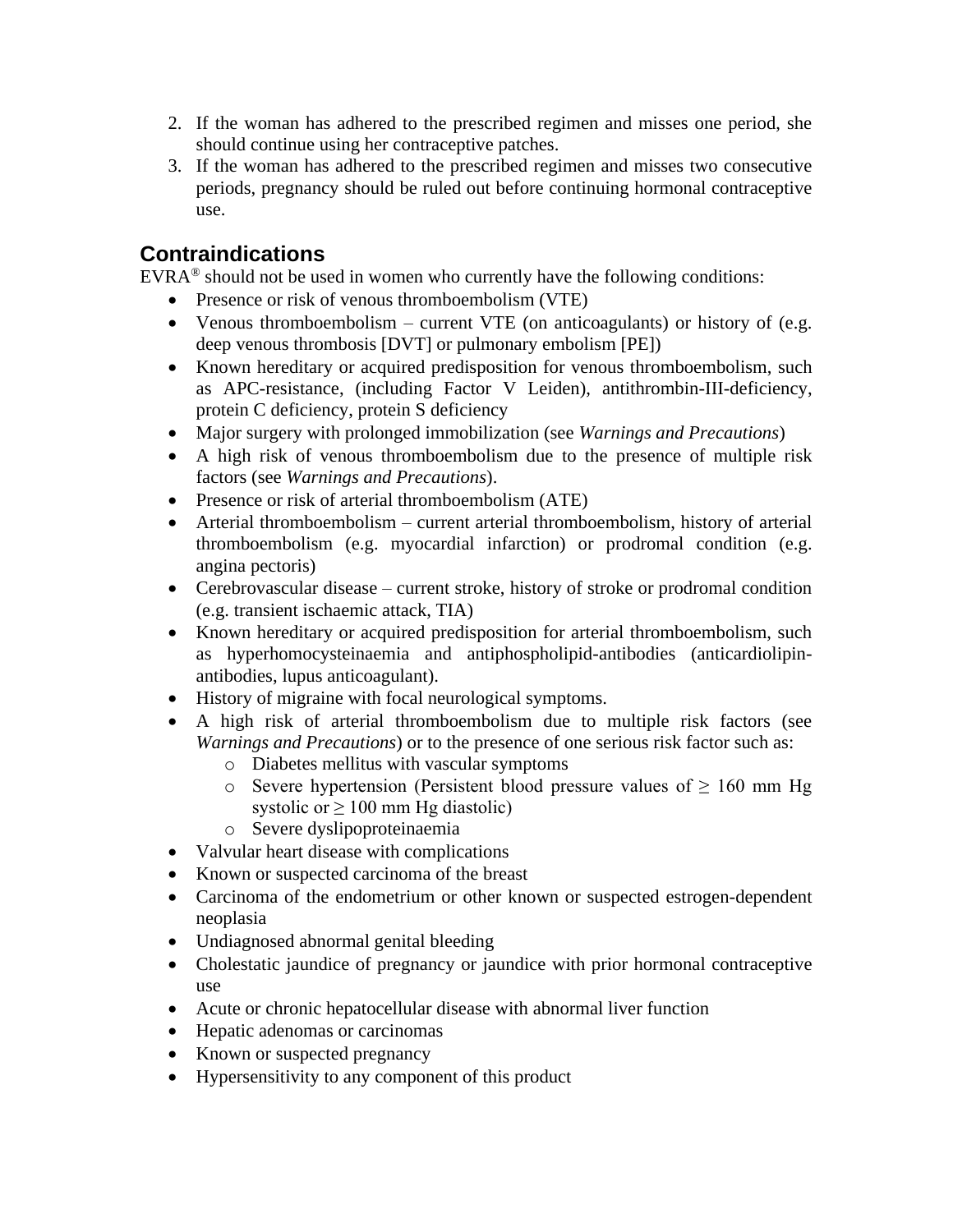2. If the woman has adhered to the prescribed regimen and misses one period, she should continue using her contraceptive patches.
3. If the woman has adhered to the prescribed regimen and misses two consecutive periods, pregnancy should be ruled out before continuing hormonal contraceptive use.

## Contraindications

EVRA® should not be used in women who currently have the following conditions:

- Presence or risk of venous thromboembolism (VTE)
- Venous thromboembolism – current VTE (on anticoagulants) or history of (e.g. deep venous thrombosis [DVT] or pulmonary embolism [PE])
- Known hereditary or acquired predisposition for venous thromboembolism, such as APC-resistance, (including Factor V Leiden), antithrombin-III-deficiency, protein C deficiency, protein S deficiency
- Major surgery with prolonged immobilization (see *Warnings and Precautions*)
- A high risk of venous thromboembolism due to the presence of multiple risk factors (see *Warnings and Precautions*).
- Presence or risk of arterial thromboembolism (ATE)
- Arterial thromboembolism – current arterial thromboembolism, history of arterial thromboembolism (e.g. myocardial infarction) or prodromal condition (e.g. angina pectoris)
- Cerebrovascular disease – current stroke, history of stroke or prodromal condition (e.g. transient ischaemic attack, TIA)
- Known hereditary or acquired predisposition for arterial thromboembolism, such as hyperhomocysteinaemia and antiphospholipid-antibodies (anticardiolipin-antibodies, lupus anticoagulant).
- History of migraine with focal neurological symptoms.
- A high risk of arterial thromboembolism due to multiple risk factors (see *Warnings and Precautions*) or to the presence of one serious risk factor such as:
  - Diabetes mellitus with vascular symptoms
  - Severe hypertension (Persistent blood pressure values of ≥ 160 mm Hg systolic or ≥ 100 mm Hg diastolic)
  - Severe dyslipoproteinaemia
- Valvular heart disease with complications
- Known or suspected carcinoma of the breast
- Carcinoma of the endometrium or other known or suspected estrogen-dependent neoplasia
- Undiagnosed abnormal genital bleeding
- Cholestatic jaundice of pregnancy or jaundice with prior hormonal contraceptive use
- Acute or chronic hepatocellular disease with abnormal liver function
- Hepatic adenomas or carcinomas
- Known or suspected pregnancy
- Hypersensitivity to any component of this product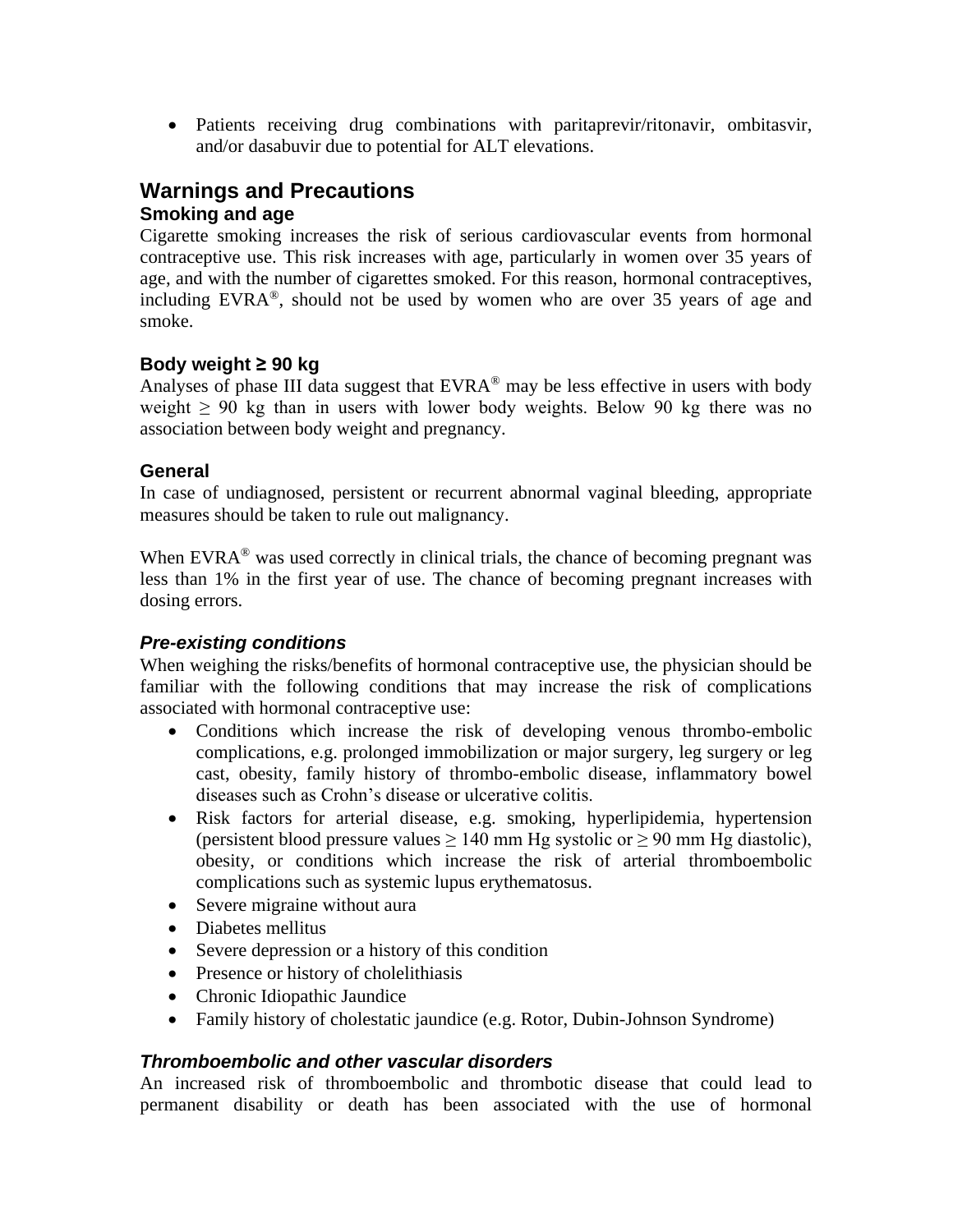- Patients receiving drug combinations with paritaprevir/ritonavir, ombitasvir, and/or dasabuvir due to potential for ALT elevations.

## Warnings and Precautions

### Smoking and age

Cigarette smoking increases the risk of serious cardiovascular events from hormonal contraceptive use. This risk increases with age, particularly in women over 35 years of age, and with the number of cigarettes smoked. For this reason, hormonal contraceptives, including EVRA®, should not be used by women who are over 35 years of age and smoke.

### Body weight ≥ 90 kg

Analyses of phase III data suggest that EVRA® may be less effective in users with body weight ≥ 90 kg than in users with lower body weights. Below 90 kg there was no association between body weight and pregnancy.

### General

In case of undiagnosed, persistent or recurrent abnormal vaginal bleeding, appropriate measures should be taken to rule out malignancy.

When EVRA® was used correctly in clinical trials, the chance of becoming pregnant was less than 1% in the first year of use. The chance of becoming pregnant increases with dosing errors.

### *Pre-existing conditions*

When weighing the risks/benefits of hormonal contraceptive use, the physician should be familiar with the following conditions that may increase the risk of complications associated with hormonal contraceptive use:

- Conditions which increase the risk of developing venous thrombo-embolic complications, e.g. prolonged immobilization or major surgery, leg surgery or leg cast, obesity, family history of thrombo-embolic disease, inflammatory bowel diseases such as Crohn's disease or ulcerative colitis.
- Risk factors for arterial disease, e.g. smoking, hyperlipidemia, hypertension (persistent blood pressure values ≥ 140 mm Hg systolic or ≥ 90 mm Hg diastolic), obesity, or conditions which increase the risk of arterial thromboembolic complications such as systemic lupus erythematosus.
- Severe migraine without aura
- Diabetes mellitus
- Severe depression or a history of this condition
- Presence or history of cholelithiasis
- Chronic Idiopathic Jaundice
- Family history of cholestatic jaundice (e.g. Rotor, Dubin-Johnson Syndrome)

### *Thromboembolic and other vascular disorders*

An increased risk of thromboembolic and thrombotic disease that could lead to permanent disability or death has been associated with the use of hormonal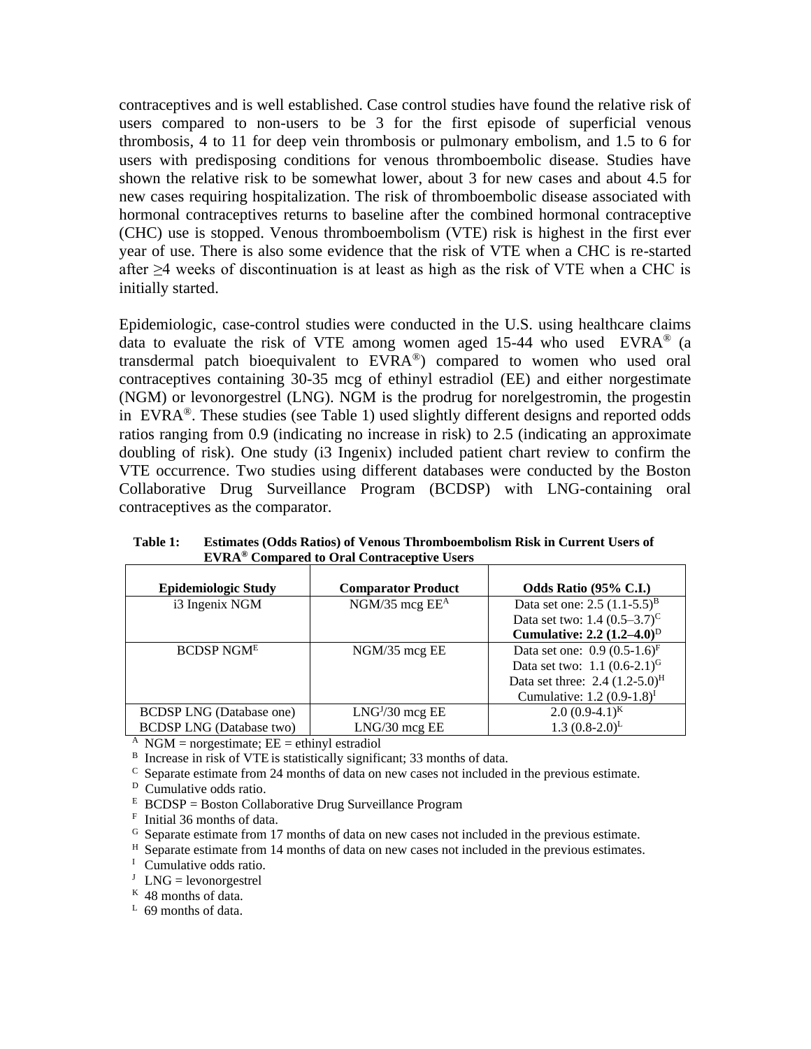contraceptives and is well established. Case control studies have found the relative risk of users compared to non-users to be 3 for the first episode of superficial venous thrombosis, 4 to 11 for deep vein thrombosis or pulmonary embolism, and 1.5 to 6 for users with predisposing conditions for venous thromboembolic disease. Studies have shown the relative risk to be somewhat lower, about 3 for new cases and about 4.5 for new cases requiring hospitalization. The risk of thromboembolic disease associated with hormonal contraceptives returns to baseline after the combined hormonal contraceptive (CHC) use is stopped. Venous thromboembolism (VTE) risk is highest in the first ever year of use. There is also some evidence that the risk of VTE when a CHC is re-started after ≥4 weeks of discontinuation is at least as high as the risk of VTE when a CHC is initially started.

Epidemiologic, case-control studies were conducted in the U.S. using healthcare claims data to evaluate the risk of VTE among women aged 15-44 who used EVRA® (a transdermal patch bioequivalent to EVRA®) compared to women who used oral contraceptives containing 30-35 mcg of ethinyl estradiol (EE) and either norgestimate (NGM) or levonorgestrel (LNG). NGM is the prodrug for norelgestromin, the progestin in EVRA®. These studies (see Table 1) used slightly different designs and reported odds ratios ranging from 0.9 (indicating no increase in risk) to 2.5 (indicating an approximate doubling of risk). One study (i3 Ingenix) included patient chart review to confirm the VTE occurrence. Two studies using different databases were conducted by the Boston Collaborative Drug Surveillance Program (BCDSP) with LNG-containing oral contraceptives as the comparator.

**Table 1: Estimates (Odds Ratios) of Venous Thromboembolism Risk in Current Users of EVRA® Compared to Oral Contraceptive Users**

| Epidemiologic Study | Comparator Product | Odds Ratio (95% C.I.) |
|---|---|---|
| i3 Ingenix NGM | NGM/35 mcg EE[A] | Data set one: 2.5 (1.1-5.5)[B]<br>Data set two: 1.4 (0.5–3.7)[C]<br>**Cumulative: 2.2 (1.2–4.0)**[D] |
| BCDSP NGM[E] | NGM/35 mcg EE | Data set one: 0.9 (0.5-1.6)[F]<br>Data set two: 1.1 (0.6-2.1)[G]<br>Data set three: 2.4 (1.2-5.0)[H]<br>Cumulative: 1.2 (0.9-1.8)[I] |
| BCDSP LNG (Database one) | LNG[J]/30 mcg EE | 2.0 (0.9-4.1)[K] |
| BCDSP LNG (Database two) | LNG/30 mcg EE | 1.3 (0.8-2.0)[L] |

[A] NGM = norgestimate; EE = ethinyl estradiol
[B] Increase in risk of VTE is statistically significant; 33 months of data.
[C] Separate estimate from 24 months of data on new cases not included in the previous estimate.
[D] Cumulative odds ratio.
[E] BCDSP = Boston Collaborative Drug Surveillance Program
[F] Initial 36 months of data.
[G] Separate estimate from 17 months of data on new cases not included in the previous estimate.
[H] Separate estimate from 14 months of data on new cases not included in the previous estimates.
[I] Cumulative odds ratio.
[J] LNG = levonorgestrel
[K] 48 months of data.
[L] 69 months of data.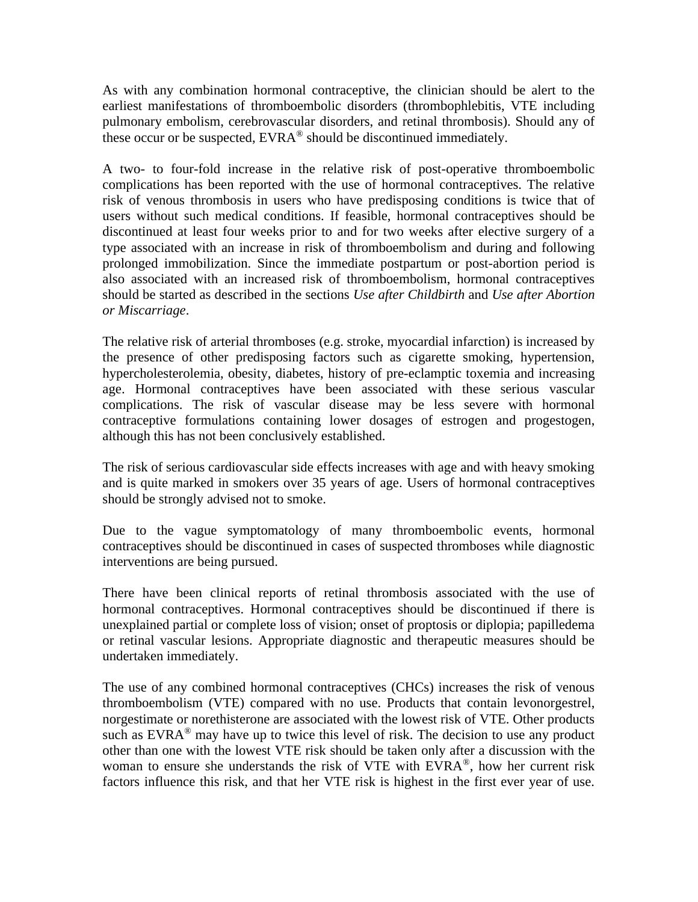As with any combination hormonal contraceptive, the clinician should be alert to the earliest manifestations of thromboembolic disorders (thrombophlebitis, VTE including pulmonary embolism, cerebrovascular disorders, and retinal thrombosis). Should any of these occur or be suspected, EVRA® should be discontinued immediately.

A two- to four-fold increase in the relative risk of post-operative thromboembolic complications has been reported with the use of hormonal contraceptives. The relative risk of venous thrombosis in users who have predisposing conditions is twice that of users without such medical conditions. If feasible, hormonal contraceptives should be discontinued at least four weeks prior to and for two weeks after elective surgery of a type associated with an increase in risk of thromboembolism and during and following prolonged immobilization. Since the immediate postpartum or post-abortion period is also associated with an increased risk of thromboembolism, hormonal contraceptives should be started as described in the sections *Use after Childbirth* and *Use after Abortion or Miscarriage*.

The relative risk of arterial thromboses (e.g. stroke, myocardial infarction) is increased by the presence of other predisposing factors such as cigarette smoking, hypertension, hypercholesterolemia, obesity, diabetes, history of pre-eclamptic toxemia and increasing age. Hormonal contraceptives have been associated with these serious vascular complications. The risk of vascular disease may be less severe with hormonal contraceptive formulations containing lower dosages of estrogen and progestogen, although this has not been conclusively established.

The risk of serious cardiovascular side effects increases with age and with heavy smoking and is quite marked in smokers over 35 years of age. Users of hormonal contraceptives should be strongly advised not to smoke.

Due to the vague symptomatology of many thromboembolic events, hormonal contraceptives should be discontinued in cases of suspected thromboses while diagnostic interventions are being pursued.

There have been clinical reports of retinal thrombosis associated with the use of hormonal contraceptives. Hormonal contraceptives should be discontinued if there is unexplained partial or complete loss of vision; onset of proptosis or diplopia; papilledema or retinal vascular lesions. Appropriate diagnostic and therapeutic measures should be undertaken immediately.

The use of any combined hormonal contraceptives (CHCs) increases the risk of venous thromboembolism (VTE) compared with no use. Products that contain levonorgestrel, norgestimate or norethisterone are associated with the lowest risk of VTE. Other products such as EVRA® may have up to twice this level of risk. The decision to use any product other than one with the lowest VTE risk should be taken only after a discussion with the woman to ensure she understands the risk of VTE with EVRA®, how her current risk factors influence this risk, and that her VTE risk is highest in the first ever year of use.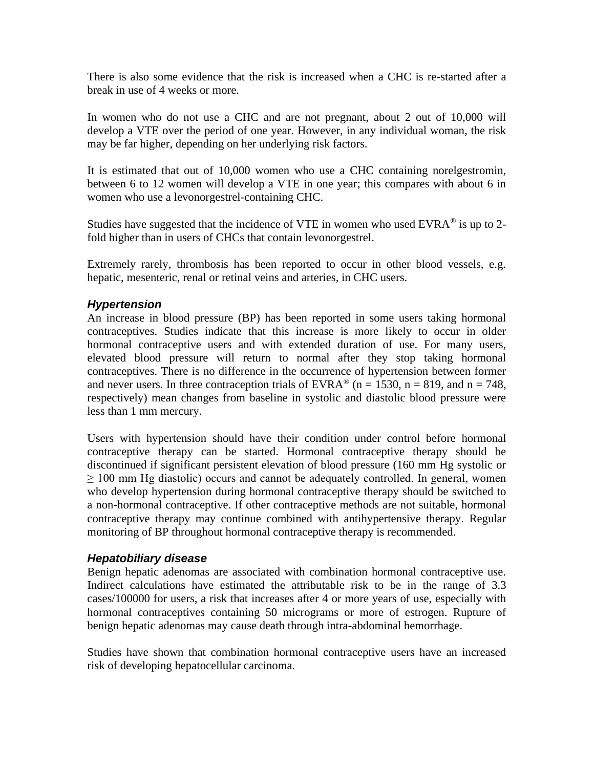There is also some evidence that the risk is increased when a CHC is re-started after a break in use of 4 weeks or more.

In women who do not use a CHC and are not pregnant, about 2 out of 10,000 will develop a VTE over the period of one year. However, in any individual woman, the risk may be far higher, depending on her underlying risk factors.

It is estimated that out of 10,000 women who use a CHC containing norelgestromin, between 6 to 12 women will develop a VTE in one year; this compares with about 6 in women who use a levonorgestrel-containing CHC.

Studies have suggested that the incidence of VTE in women who used EVRA® is up to 2-fold higher than in users of CHCs that contain levonorgestrel.

Extremely rarely, thrombosis has been reported to occur in other blood vessels, e.g. hepatic, mesenteric, renal or retinal veins and arteries, in CHC users.

### *Hypertension*

An increase in blood pressure (BP) has been reported in some users taking hormonal contraceptives. Studies indicate that this increase is more likely to occur in older hormonal contraceptive users and with extended duration of use. For many users, elevated blood pressure will return to normal after they stop taking hormonal contraceptives. There is no difference in the occurrence of hypertension between former and never users. In three contraception trials of EVRA® (n = 1530, n = 819, and n = 748, respectively) mean changes from baseline in systolic and diastolic blood pressure were less than 1 mm mercury.

Users with hypertension should have their condition under control before hormonal contraceptive therapy can be started. Hormonal contraceptive therapy should be discontinued if significant persistent elevation of blood pressure (160 mm Hg systolic or ≥ 100 mm Hg diastolic) occurs and cannot be adequately controlled. In general, women who develop hypertension during hormonal contraceptive therapy should be switched to a non-hormonal contraceptive. If other contraceptive methods are not suitable, hormonal contraceptive therapy may continue combined with antihypertensive therapy. Regular monitoring of BP throughout hormonal contraceptive therapy is recommended.

### *Hepatobiliary disease*

Benign hepatic adenomas are associated with combination hormonal contraceptive use. Indirect calculations have estimated the attributable risk to be in the range of 3.3 cases/100000 for users, a risk that increases after 4 or more years of use, especially with hormonal contraceptives containing 50 micrograms or more of estrogen. Rupture of benign hepatic adenomas may cause death through intra-abdominal hemorrhage.

Studies have shown that combination hormonal contraceptive users have an increased risk of developing hepatocellular carcinoma.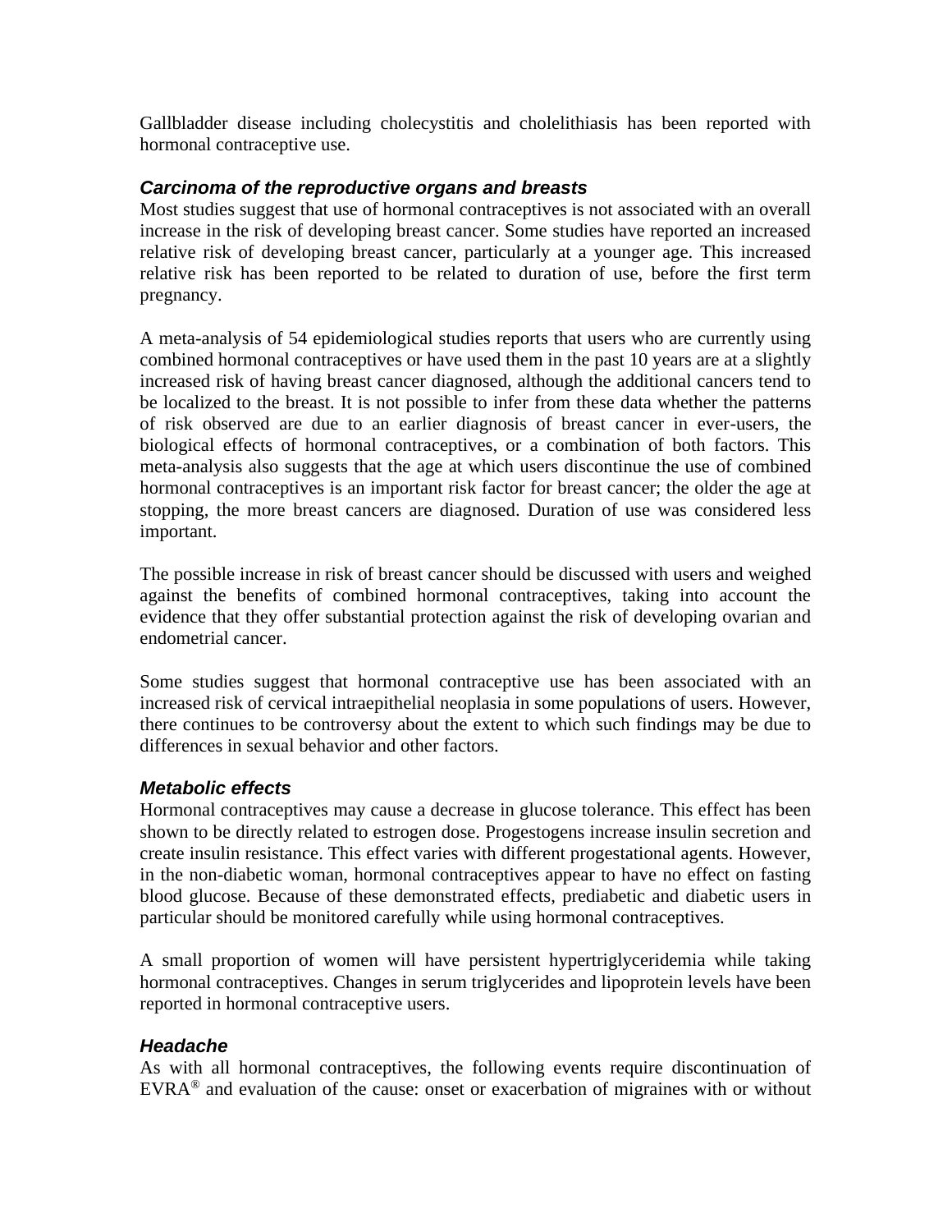Gallbladder disease including cholecystitis and cholelithiasis has been reported with hormonal contraceptive use.

### *Carcinoma of the reproductive organs and breasts*

Most studies suggest that use of hormonal contraceptives is not associated with an overall increase in the risk of developing breast cancer. Some studies have reported an increased relative risk of developing breast cancer, particularly at a younger age. This increased relative risk has been reported to be related to duration of use, before the first term pregnancy.

A meta-analysis of 54 epidemiological studies reports that users who are currently using combined hormonal contraceptives or have used them in the past 10 years are at a slightly increased risk of having breast cancer diagnosed, although the additional cancers tend to be localized to the breast. It is not possible to infer from these data whether the patterns of risk observed are due to an earlier diagnosis of breast cancer in ever-users, the biological effects of hormonal contraceptives, or a combination of both factors. This meta-analysis also suggests that the age at which users discontinue the use of combined hormonal contraceptives is an important risk factor for breast cancer; the older the age at stopping, the more breast cancers are diagnosed. Duration of use was considered less important.

The possible increase in risk of breast cancer should be discussed with users and weighed against the benefits of combined hormonal contraceptives, taking into account the evidence that they offer substantial protection against the risk of developing ovarian and endometrial cancer.

Some studies suggest that hormonal contraceptive use has been associated with an increased risk of cervical intraepithelial neoplasia in some populations of users. However, there continues to be controversy about the extent to which such findings may be due to differences in sexual behavior and other factors.

### *Metabolic effects*

Hormonal contraceptives may cause a decrease in glucose tolerance. This effect has been shown to be directly related to estrogen dose. Progestogens increase insulin secretion and create insulin resistance. This effect varies with different progestational agents. However, in the non-diabetic woman, hormonal contraceptives appear to have no effect on fasting blood glucose. Because of these demonstrated effects, prediabetic and diabetic users in particular should be monitored carefully while using hormonal contraceptives.

A small proportion of women will have persistent hypertriglyceridemia while taking hormonal contraceptives. Changes in serum triglycerides and lipoprotein levels have been reported in hormonal contraceptive users.

### *Headache*

As with all hormonal contraceptives, the following events require discontinuation of EVRA® and evaluation of the cause: onset or exacerbation of migraines with or without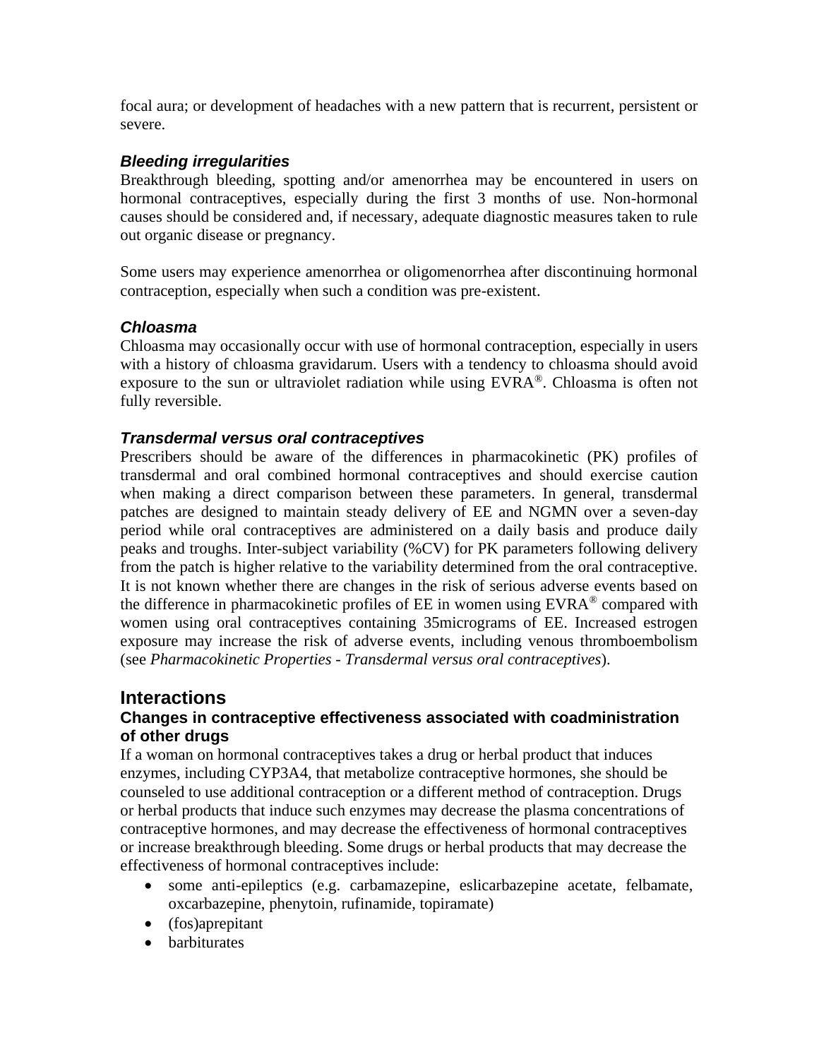focal aura; or development of headaches with a new pattern that is recurrent, persistent or severe.

### *Bleeding irregularities*

Breakthrough bleeding, spotting and/or amenorrhea may be encountered in users on hormonal contraceptives, especially during the first 3 months of use. Non-hormonal causes should be considered and, if necessary, adequate diagnostic measures taken to rule out organic disease or pregnancy.

Some users may experience amenorrhea or oligomenorrhea after discontinuing hormonal contraception, especially when such a condition was pre-existent.

### *Chloasma*

Chloasma may occasionally occur with use of hormonal contraception, especially in users with a history of chloasma gravidarum. Users with a tendency to chloasma should avoid exposure to the sun or ultraviolet radiation while using EVRA®. Chloasma is often not fully reversible.

### *Transdermal versus oral contraceptives*

Prescribers should be aware of the differences in pharmacokinetic (PK) profiles of transdermal and oral combined hormonal contraceptives and should exercise caution when making a direct comparison between these parameters. In general, transdermal patches are designed to maintain steady delivery of EE and NGMN over a seven-day period while oral contraceptives are administered on a daily basis and produce daily peaks and troughs. Inter-subject variability (%CV) for PK parameters following delivery from the patch is higher relative to the variability determined from the oral contraceptive. It is not known whether there are changes in the risk of serious adverse events based on the difference in pharmacokinetic profiles of EE in women using EVRA® compared with women using oral contraceptives containing 35micrograms of EE. Increased estrogen exposure may increase the risk of adverse events, including venous thromboembolism (see *Pharmacokinetic Properties - Transdermal versus oral contraceptives*).

## Interactions

### Changes in contraceptive effectiveness associated with coadministration of other drugs

If a woman on hormonal contraceptives takes a drug or herbal product that induces enzymes, including CYP3A4, that metabolize contraceptive hormones, she should be counseled to use additional contraception or a different method of contraception. Drugs or herbal products that induce such enzymes may decrease the plasma concentrations of contraceptive hormones, and may decrease the effectiveness of hormonal contraceptives or increase breakthrough bleeding. Some drugs or herbal products that may decrease the effectiveness of hormonal contraceptives include:

- some anti-epileptics (e.g. carbamazepine, eslicarbazepine acetate, felbamate, oxcarbazepine, phenytoin, rufinamide, topiramate)
- (fos)aprepitant
- barbiturates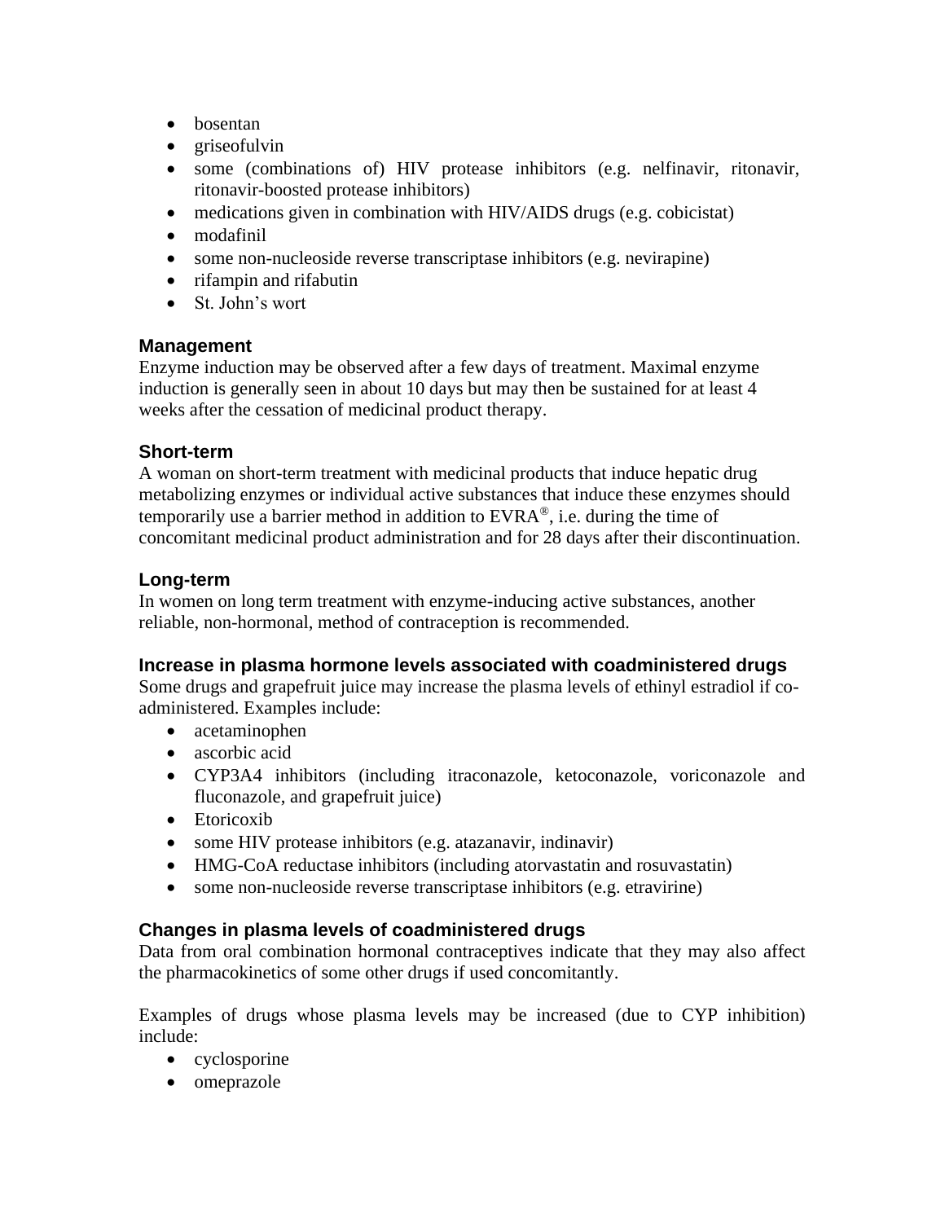- bosentan
- griseofulvin
- some (combinations of) HIV protease inhibitors (e.g. nelfinavir, ritonavir, ritonavir-boosted protease inhibitors)
- medications given in combination with HIV/AIDS drugs (e.g. cobicistat)
- modafinil
- some non-nucleoside reverse transcriptase inhibitors (e.g. nevirapine)
- rifampin and rifabutin
- St. John's wort

### Management

Enzyme induction may be observed after a few days of treatment. Maximal enzyme induction is generally seen in about 10 days but may then be sustained for at least 4 weeks after the cessation of medicinal product therapy.

### Short-term

A woman on short-term treatment with medicinal products that induce hepatic drug metabolizing enzymes or individual active substances that induce these enzymes should temporarily use a barrier method in addition to EVRA®, i.e. during the time of concomitant medicinal product administration and for 28 days after their discontinuation.

### Long-term

In women on long term treatment with enzyme-inducing active substances, another reliable, non-hormonal, method of contraception is recommended.

### Increase in plasma hormone levels associated with coadministered drugs

Some drugs and grapefruit juice may increase the plasma levels of ethinyl estradiol if co-administered. Examples include:

- acetaminophen
- ascorbic acid
- CYP3A4 inhibitors (including itraconazole, ketoconazole, voriconazole and fluconazole, and grapefruit juice)
- Etoricoxib
- some HIV protease inhibitors (e.g. atazanavir, indinavir)
- HMG-CoA reductase inhibitors (including atorvastatin and rosuvastatin)
- some non-nucleoside reverse transcriptase inhibitors (e.g. etravirine)

### Changes in plasma levels of coadministered drugs

Data from oral combination hormonal contraceptives indicate that they may also affect the pharmacokinetics of some other drugs if used concomitantly.

Examples of drugs whose plasma levels may be increased (due to CYP inhibition) include:

- cyclosporine
- omeprazole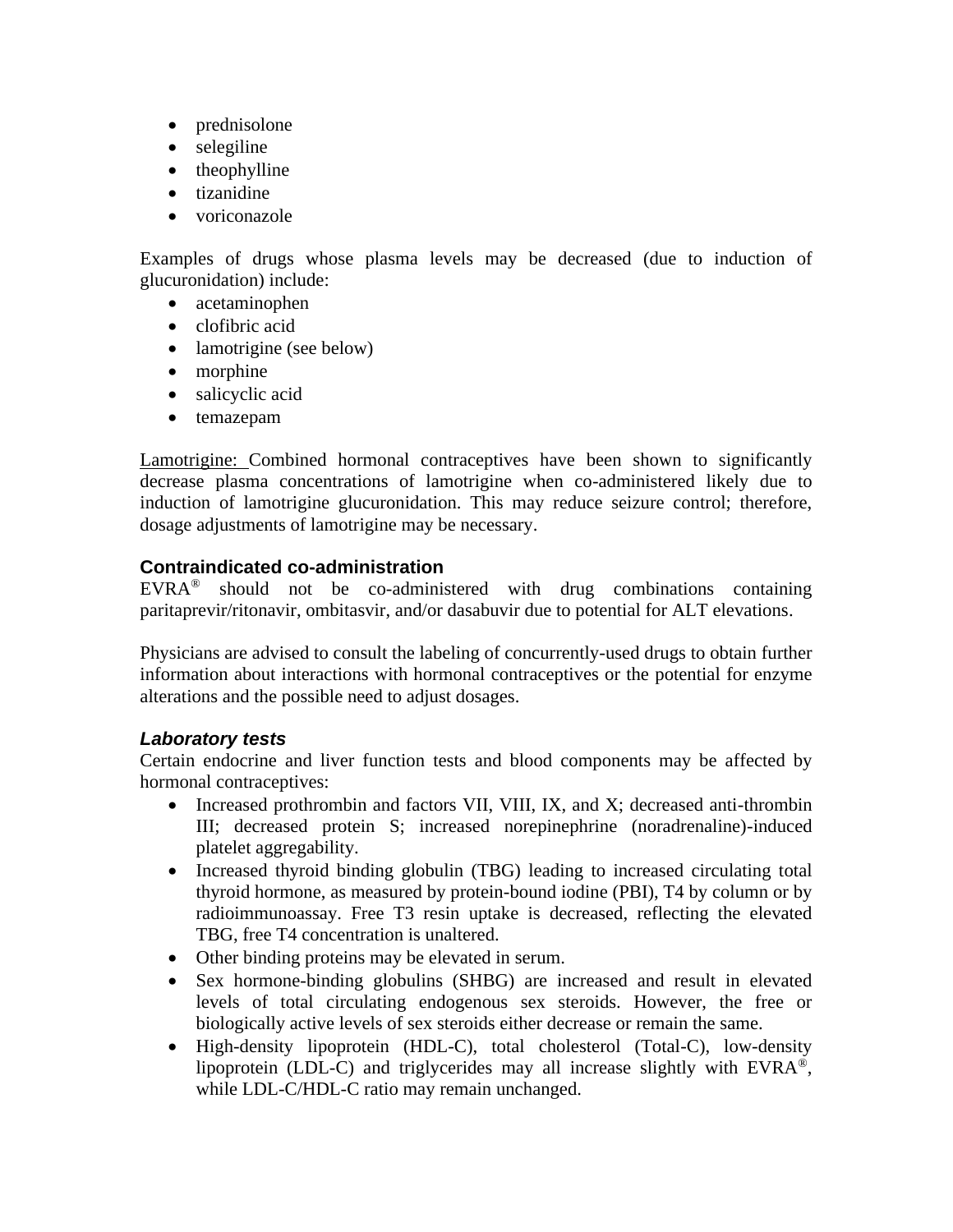- prednisolone
- selegiline
- theophylline
- tizanidine
- voriconazole

Examples of drugs whose plasma levels may be decreased (due to induction of glucuronidation) include:

- acetaminophen
- clofibric acid
- lamotrigine (see below)
- morphine
- salicyclic acid
- temazepam

Lamotrigine: Combined hormonal contraceptives have been shown to significantly decrease plasma concentrations of lamotrigine when co-administered likely due to induction of lamotrigine glucuronidation. This may reduce seizure control; therefore, dosage adjustments of lamotrigine may be necessary.

### Contraindicated co-administration

EVRA® should not be co-administered with drug combinations containing paritaprevir/ritonavir, ombitasvir, and/or dasabuvir due to potential for ALT elevations.

Physicians are advised to consult the labeling of concurrently-used drugs to obtain further information about interactions with hormonal contraceptives or the potential for enzyme alterations and the possible need to adjust dosages.

### *Laboratory tests*

Certain endocrine and liver function tests and blood components may be affected by hormonal contraceptives:

- Increased prothrombin and factors VII, VIII, IX, and X; decreased anti-thrombin III; decreased protein S; increased norepinephrine (noradrenaline)-induced platelet aggregability.
- Increased thyroid binding globulin (TBG) leading to increased circulating total thyroid hormone, as measured by protein-bound iodine (PBI), T4 by column or by radioimmunoassay. Free T3 resin uptake is decreased, reflecting the elevated TBG, free T4 concentration is unaltered.
- Other binding proteins may be elevated in serum.
- Sex hormone-binding globulins (SHBG) are increased and result in elevated levels of total circulating endogenous sex steroids. However, the free or biologically active levels of sex steroids either decrease or remain the same.
- High-density lipoprotein (HDL-C), total cholesterol (Total-C), low-density lipoprotein (LDL-C) and triglycerides may all increase slightly with EVRA®, while LDL-C/HDL-C ratio may remain unchanged.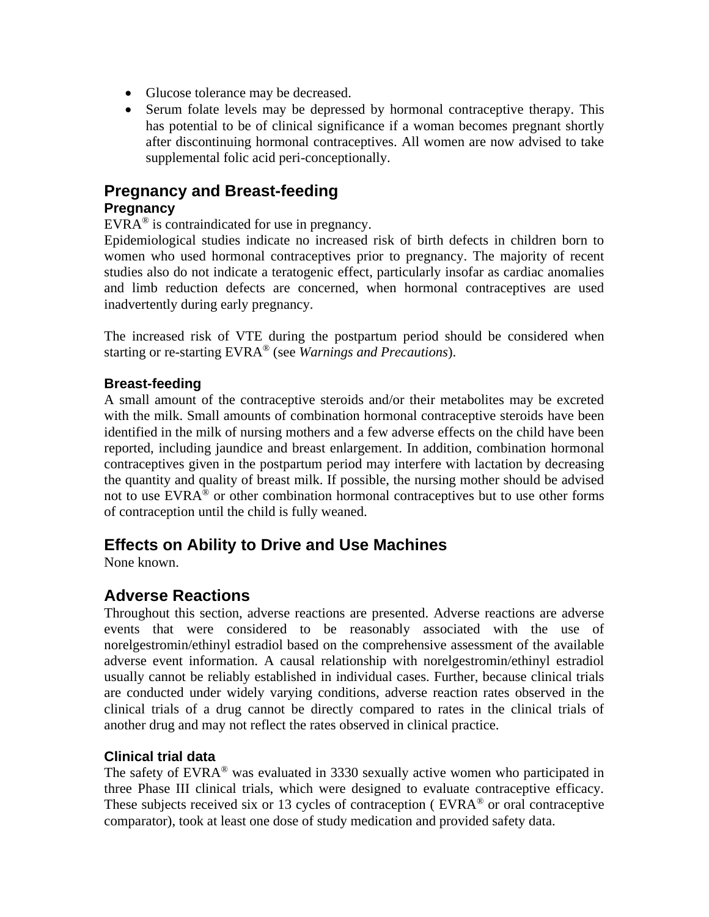- Glucose tolerance may be decreased.
- Serum folate levels may be depressed by hormonal contraceptive therapy. This has potential to be of clinical significance if a woman becomes pregnant shortly after discontinuing hormonal contraceptives. All women are now advised to take supplemental folic acid peri-conceptionally.

## Pregnancy and Breast-feeding

### Pregnancy

EVRA® is contraindicated for use in pregnancy.

Epidemiological studies indicate no increased risk of birth defects in children born to women who used hormonal contraceptives prior to pregnancy. The majority of recent studies also do not indicate a teratogenic effect, particularly insofar as cardiac anomalies and limb reduction defects are concerned, when hormonal contraceptives are used inadvertently during early pregnancy.

The increased risk of VTE during the postpartum period should be considered when starting or re-starting EVRA® (see *Warnings and Precautions*).

### Breast-feeding

A small amount of the contraceptive steroids and/or their metabolites may be excreted with the milk. Small amounts of combination hormonal contraceptive steroids have been identified in the milk of nursing mothers and a few adverse effects on the child have been reported, including jaundice and breast enlargement. In addition, combination hormonal contraceptives given in the postpartum period may interfere with lactation by decreasing the quantity and quality of breast milk. If possible, the nursing mother should be advised not to use EVRA® or other combination hormonal contraceptives but to use other forms of contraception until the child is fully weaned.

## Effects on Ability to Drive and Use Machines

None known.

## Adverse Reactions

Throughout this section, adverse reactions are presented. Adverse reactions are adverse events that were considered to be reasonably associated with the use of norelgestromin/ethinyl estradiol based on the comprehensive assessment of the available adverse event information. A causal relationship with norelgestromin/ethinyl estradiol usually cannot be reliably established in individual cases. Further, because clinical trials are conducted under widely varying conditions, adverse reaction rates observed in the clinical trials of a drug cannot be directly compared to rates in the clinical trials of another drug and may not reflect the rates observed in clinical practice.

### Clinical trial data

The safety of EVRA® was evaluated in 3330 sexually active women who participated in three Phase III clinical trials, which were designed to evaluate contraceptive efficacy. These subjects received six or 13 cycles of contraception ( EVRA® or oral contraceptive comparator), took at least one dose of study medication and provided safety data.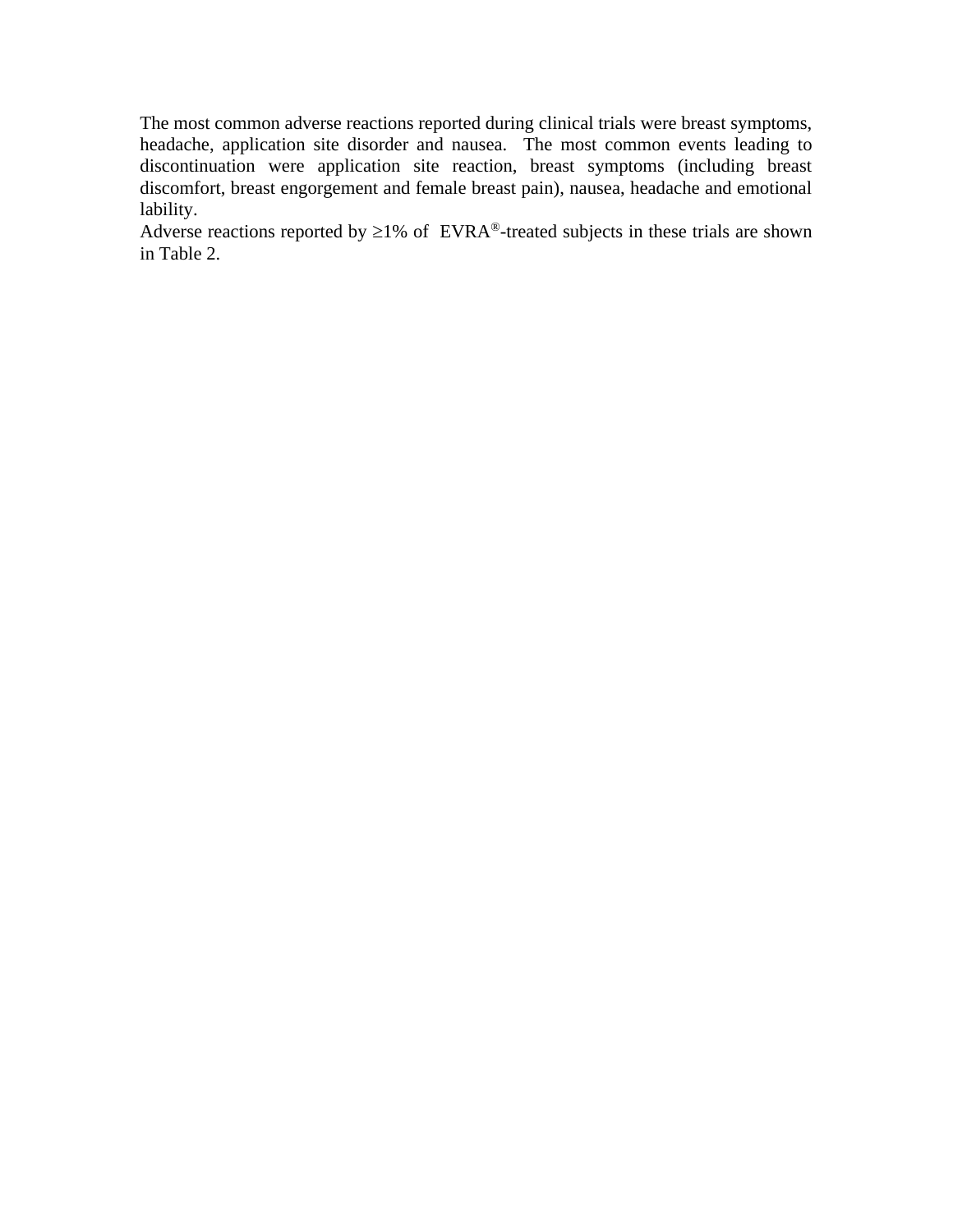The most common adverse reactions reported during clinical trials were breast symptoms, headache, application site disorder and nausea. The most common events leading to discontinuation were application site reaction, breast symptoms (including breast discomfort, breast engorgement and female breast pain), nausea, headache and emotional lability.

Adverse reactions reported by ≥1% of EVRA®-treated subjects in these trials are shown in Table 2.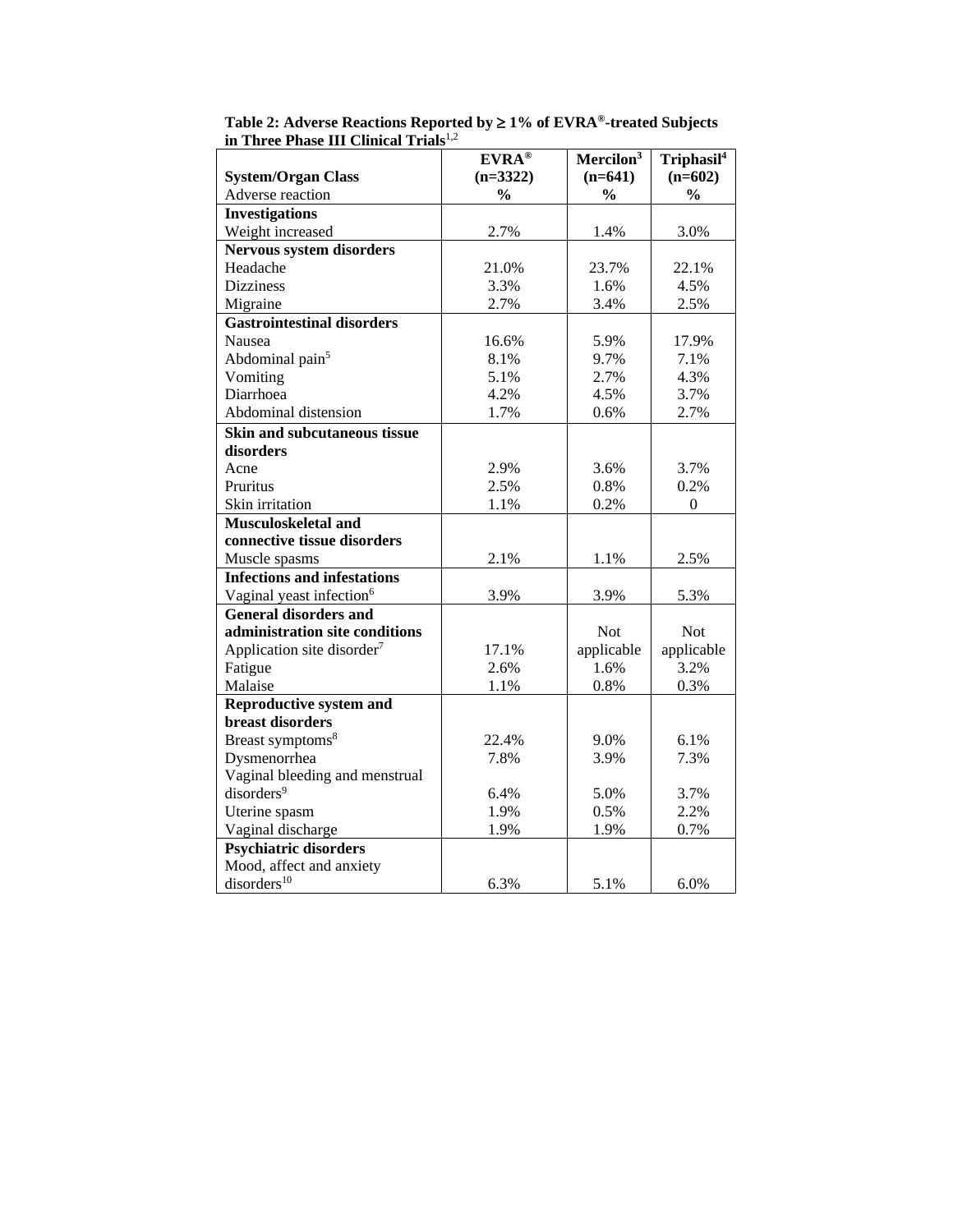**Table 2: Adverse Reactions Reported by ≥ 1% of EVRA®-treated Subjects in Three Phase III Clinical Trials**[1,2]

| System/Organ Class<br>Adverse reaction | EVRA®<br>(n=3322)<br>% | Mercilon[3]<br>(n=641)<br>% | Triphasil[4]<br>(n=602)<br>% |
|---|---|---|---|
| **Investigations** | | | |
| Weight increased | 2.7% | 1.4% | 3.0% |
| **Nervous system disorders** | | | |
| Headache | 21.0% | 23.7% | 22.1% |
| Dizziness | 3.3% | 1.6% | 4.5% |
| Migraine | 2.7% | 3.4% | 2.5% |
| **Gastrointestinal disorders** | | | |
| Nausea | 16.6% | 5.9% | 17.9% |
| Abdominal pain[5] | 8.1% | 9.7% | 7.1% |
| Vomiting | 5.1% | 2.7% | 4.3% |
| Diarrhoea | 4.2% | 4.5% | 3.7% |
| Abdominal distension | 1.7% | 0.6% | 2.7% |
| **Skin and subcutaneous tissue disorders** | | | |
| Acne | 2.9% | 3.6% | 3.7% |
| Pruritus | 2.5% | 0.8% | 0.2% |
| Skin irritation | 1.1% | 0.2% | 0 |
| **Musculoskeletal and connective tissue disorders** | | | |
| Muscle spasms | 2.1% | 1.1% | 2.5% |
| **Infections and infestations** | | | |
| Vaginal yeast infection[6] | 3.9% | 3.9% | 5.3% |
| **General disorders and administration site conditions** | | | |
| Application site disorder[7] | 17.1% | Not applicable | Not applicable |
| Fatigue | 2.6% | 1.6% | 3.2% |
| Malaise | 1.1% | 0.8% | 0.3% |
| **Reproductive system and breast disorders** | | | |
| Breast symptoms[8] | 22.4% | 9.0% | 6.1% |
| Dysmenorrhea | 7.8% | 3.9% | 7.3% |
| Vaginal bleeding and menstrual disorders[9] | 6.4% | 5.0% | 3.7% |
| Uterine spasm | 1.9% | 0.5% | 2.2% |
| Vaginal discharge | 1.9% | 1.9% | 0.7% |
| **Psychiatric disorders** | | | |
| Mood, affect and anxiety disorders[10] | 6.3% | 5.1% | 6.0% |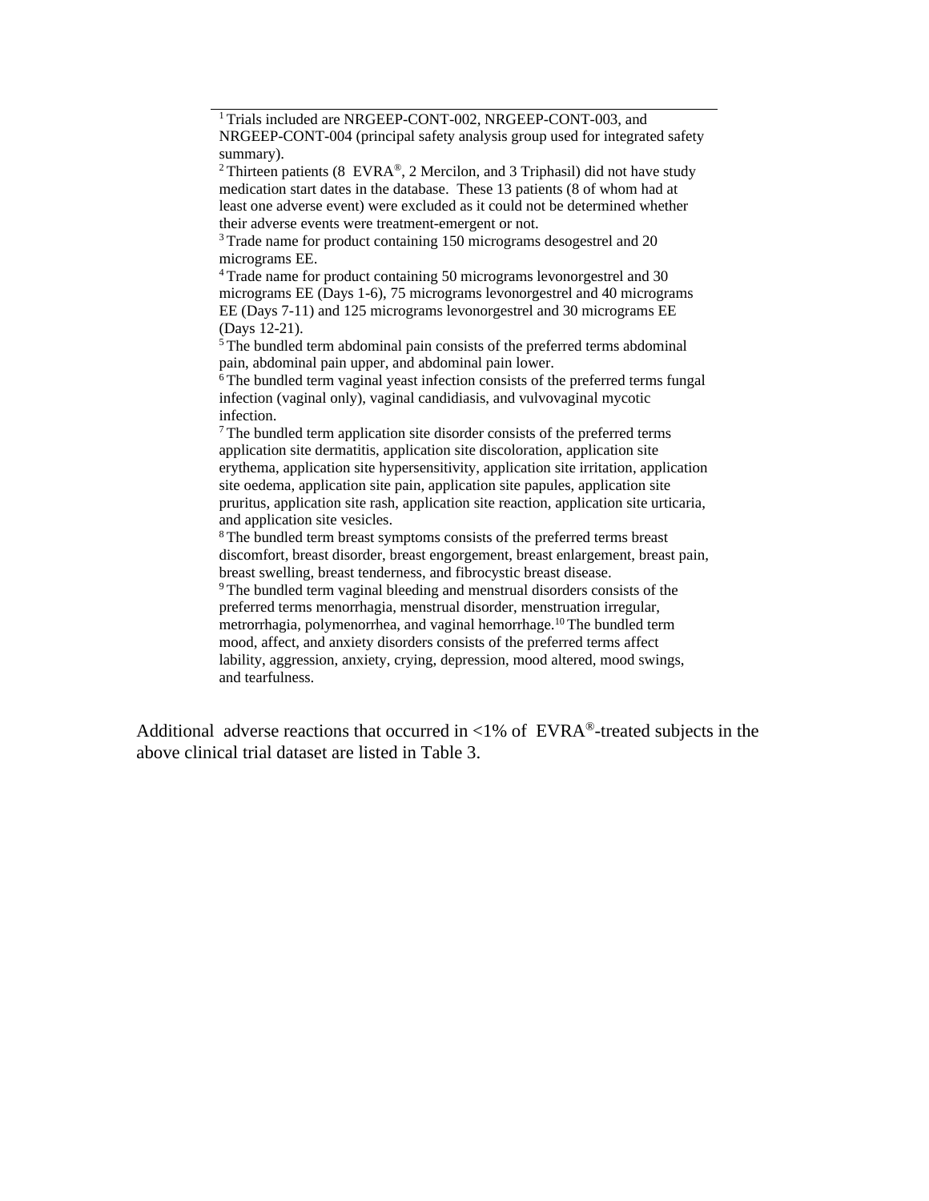---

[1] Trials included are NRGEEP-CONT-002, NRGEEP-CONT-003, and NRGEEP-CONT-004 (principal safety analysis group used for integrated safety summary).

[2] Thirteen patients (8 EVRA®, 2 Mercilon, and 3 Triphasil) did not have study medication start dates in the database. These 13 patients (8 of whom had at least one adverse event) were excluded as it could not be determined whether their adverse events were treatment-emergent or not.

[3] Trade name for product containing 150 micrograms desogestrel and 20 micrograms EE.

[4] Trade name for product containing 50 micrograms levonorgestrel and 30 micrograms EE (Days 1-6), 75 micrograms levonorgestrel and 40 micrograms EE (Days 7-11) and 125 micrograms levonorgestrel and 30 micrograms EE (Days 12-21).

[5] The bundled term abdominal pain consists of the preferred terms abdominal pain, abdominal pain upper, and abdominal pain lower.

[6] The bundled term vaginal yeast infection consists of the preferred terms fungal infection (vaginal only), vaginal candidiasis, and vulvovaginal mycotic infection.

[7] The bundled term application site disorder consists of the preferred terms application site dermatitis, application site discoloration, application site erythema, application site hypersensitivity, application site irritation, application site oedema, application site pain, application site papules, application site pruritus, application site rash, application site reaction, application site urticaria, and application site vesicles.

[8] The bundled term breast symptoms consists of the preferred terms breast discomfort, breast disorder, breast engorgement, breast enlargement, breast pain, breast swelling, breast tenderness, and fibrocystic breast disease.

[9] The bundled term vaginal bleeding and menstrual disorders consists of the preferred terms menorrhagia, menstrual disorder, menstruation irregular, metrorrhagia, polymenorrhea, and vaginal hemorrhage.[10] The bundled term mood, affect, and anxiety disorders consists of the preferred terms affect lability, aggression, anxiety, crying, depression, mood altered, mood swings, and tearfulness.

Additional adverse reactions that occurred in <1% of EVRA®-treated subjects in the above clinical trial dataset are listed in Table 3.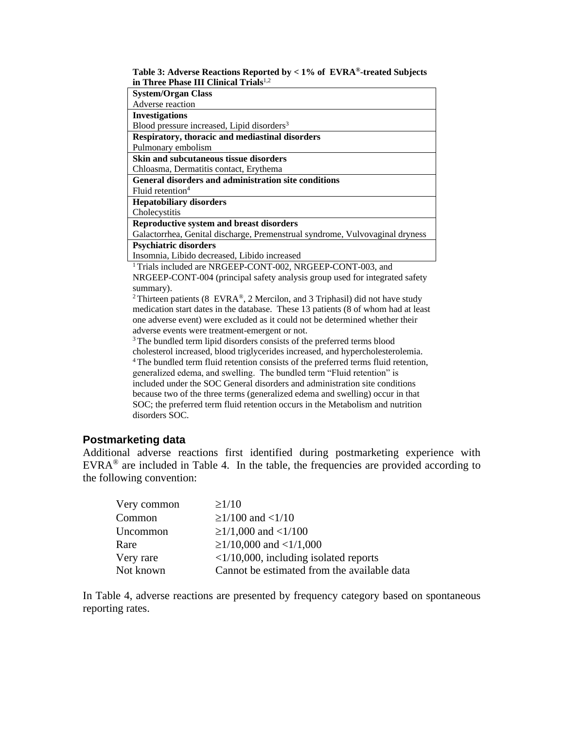**Table 3: Adverse Reactions Reported by < 1% of EVRA®-treated Subjects in Three Phase III Clinical Trials[1,2]**

| System/Organ Class<br>Adverse reaction |
|---|
| **Investigations**<br>Blood pressure increased, Lipid disorders[3] |
| **Respiratory, thoracic and mediastinal disorders**<br>Pulmonary embolism |
| **Skin and subcutaneous tissue disorders**<br>Chloasma, Dermatitis contact, Erythema |
| **General disorders and administration site conditions**<br>Fluid retention[4] |
| **Hepatobiliary disorders**<br>Cholecystitis |
| **Reproductive system and breast disorders**<br>Galactorrhea, Genital discharge, Premenstrual syndrome, Vulvovaginal dryness |
| **Psychiatric disorders**<br>Insomnia, Libido decreased, Libido increased |

[1] Trials included are NRGEEP-CONT-002, NRGEEP-CONT-003, and NRGEEP-CONT-004 (principal safety analysis group used for integrated safety summary).

[2] Thirteen patients (8 EVRA®, 2 Mercilon, and 3 Triphasil) did not have study medication start dates in the database. These 13 patients (8 of whom had at least one adverse event) were excluded as it could not be determined whether their adverse events were treatment-emergent or not.

[3] The bundled term lipid disorders consists of the preferred terms blood cholesterol increased, blood triglycerides increased, and hypercholesterolemia.

[4] The bundled term fluid retention consists of the preferred terms fluid retention, generalized edema, and swelling. The bundled term "Fluid retention" is included under the SOC General disorders and administration site conditions because two of the three terms (generalized edema and swelling) occur in that SOC; the preferred term fluid retention occurs in the Metabolism and nutrition disorders SOC.

### Postmarketing data

Additional adverse reactions first identified during postmarketing experience with EVRA® are included in Table 4. In the table, the frequencies are provided according to the following convention:

| | |
|---|---|
| Very common | ≥1/10 |
| Common | ≥1/100 and <1/10 |
| Uncommon | ≥1/1,000 and <1/100 |
| Rare | ≥1/10,000 and <1/1,000 |
| Very rare | <1/10,000, including isolated reports |
| Not known | Cannot be estimated from the available data |

In Table 4, adverse reactions are presented by frequency category based on spontaneous reporting rates.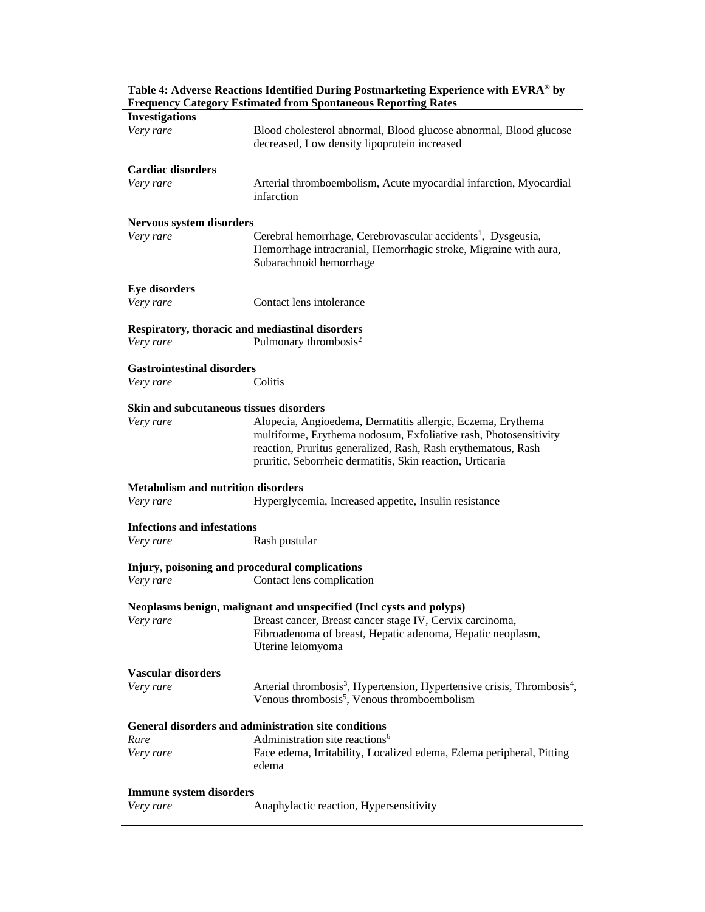**Table 4: Adverse Reactions Identified During Postmarketing Experience with EVRA® by Frequency Category Estimated from Spontaneous Reporting Rates**

| | |
|---|---|
| **Investigations** | |
| *Very rare* | Blood cholesterol abnormal, Blood glucose abnormal, Blood glucose decreased, Low density lipoprotein increased |
| **Cardiac disorders** | |
| *Very rare* | Arterial thromboembolism, Acute myocardial infarction, Myocardial infarction |
| **Nervous system disorders** | |
| *Very rare* | Cerebral hemorrhage, Cerebrovascular accidents[1], Dysgeusia, Hemorrhage intracranial, Hemorrhagic stroke, Migraine with aura, Subarachnoid hemorrhage |
| **Eye disorders** | |
| *Very rare* | Contact lens intolerance |
| **Respiratory, thoracic and mediastinal disorders** | |
| *Very rare* | Pulmonary thrombosis[2] |
| **Gastrointestinal disorders** | |
| *Very rare* | Colitis |
| **Skin and subcutaneous tissues disorders** | |
| *Very rare* | Alopecia, Angioedema, Dermatitis allergic, Eczema, Erythema multiforme, Erythema nodosum, Exfoliative rash, Photosensitivity reaction, Pruritus generalized, Rash, Rash erythematous, Rash pruritic, Seborrheic dermatitis, Skin reaction, Urticaria |
| **Metabolism and nutrition disorders** | |
| *Very rare* | Hyperglycemia, Increased appetite, Insulin resistance |
| **Infections and infestations** | |
| *Very rare* | Rash pustular |
| **Injury, poisoning and procedural complications** | |
| *Very rare* | Contact lens complication |
| **Neoplasms benign, malignant and unspecified (Incl cysts and polyps)** | |
| *Very rare* | Breast cancer, Breast cancer stage IV, Cervix carcinoma, Fibroadenoma of breast, Hepatic adenoma, Hepatic neoplasm, Uterine leiomyoma |
| **Vascular disorders** | |
| *Very rare* | Arterial thrombosis[3], Hypertension, Hypertensive crisis, Thrombosis[4], Venous thrombosis[5], Venous thromboembolism |
| **General disorders and administration site conditions** | |
| *Rare* | Administration site reactions[6] |
| *Very rare* | Face edema, Irritability, Localized edema, Edema peripheral, Pitting edema |
| **Immune system disorders** | |
| *Very rare* | Anaphylactic reaction, Hypersensitivity |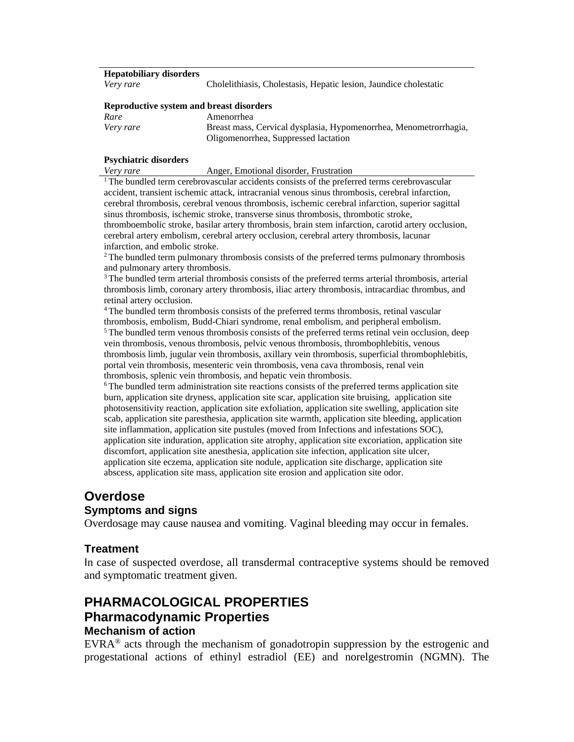| | |
|---|---|
| **Hepatobiliary disorders** | |
| *Very rare* | Cholelithiasis, Cholestasis, Hepatic lesion, Jaundice cholestatic |
| **Reproductive system and breast disorders** | |
| *Rare* | Amenorrhea |
| *Very rare* | Breast mass, Cervical dysplasia, Hypomenorrhea, Menometrorrhagia, Oligomenorrhea, Suppressed lactation |
| **Psychiatric disorders** | |
| *Very rare* | Anger, Emotional disorder, Frustration |

[1] The bundled term cerebrovascular accidents consists of the preferred terms cerebrovascular accident, transient ischemic attack, intracranial venous sinus thrombosis, cerebral infarction, cerebral thrombosis, cerebral venous thrombosis, ischemic cerebral infarction, superior sagittal sinus thrombosis, ischemic stroke, transverse sinus thrombosis, thrombotic stroke, thromboembolic stroke, basilar artery thrombosis, brain stem infarction, carotid artery occlusion, cerebral artery embolism, cerebral artery occlusion, cerebral artery thrombosis, lacunar infarction, and embolic stroke.

[2] The bundled term pulmonary thrombosis consists of the preferred terms pulmonary thrombosis and pulmonary artery thrombosis.

[3] The bundled term arterial thrombosis consists of the preferred terms arterial thrombosis, arterial thrombosis limb, coronary artery thrombosis, iliac artery thrombosis, intracardiac thrombus, and retinal artery occlusion.

[4] The bundled term thrombosis consists of the preferred terms thrombosis, retinal vascular thrombosis, embolism, Budd-Chiari syndrome, renal embolism, and peripheral embolism.

[5] The bundled term venous thrombosis consists of the preferred terms retinal vein occlusion, deep vein thrombosis, venous thrombosis, pelvic venous thrombosis, thrombophlebitis, venous thrombosis limb, jugular vein thrombosis, axillary vein thrombosis, superficial thrombophlebitis, portal vein thrombosis, mesenteric vein thrombosis, vena cava thrombosis, renal vein thrombosis, splenic vein thrombosis, and hepatic vein thrombosis.

[6] The bundled term administration site reactions consists of the preferred terms application site burn, application site dryness, application site scar, application site bruising, application site photosensitivity reaction, application site exfoliation, application site swelling, application site scab, application site paresthesia, application site warmth, application site bleeding, application site inflammation, application site pustules (moved from Infections and infestations SOC), application site induration, application site atrophy, application site excoriation, application site discomfort, application site anesthesia, application site infection, application site ulcer, application site eczema, application site nodule, application site discharge, application site abscess, application site mass, application site erosion and application site odor.

## Overdose

### Symptoms and signs

Overdosage may cause nausea and vomiting. Vaginal bleeding may occur in females.

### Treatment

In case of suspected overdose, all transdermal contraceptive systems should be removed and symptomatic treatment given.

# PHARMACOLOGICAL PROPERTIES

## Pharmacodynamic Properties

### Mechanism of action

EVRA® acts through the mechanism of gonadotropin suppression by the estrogenic and progestational actions of ethinyl estradiol (EE) and norelgestromin (NGMN). The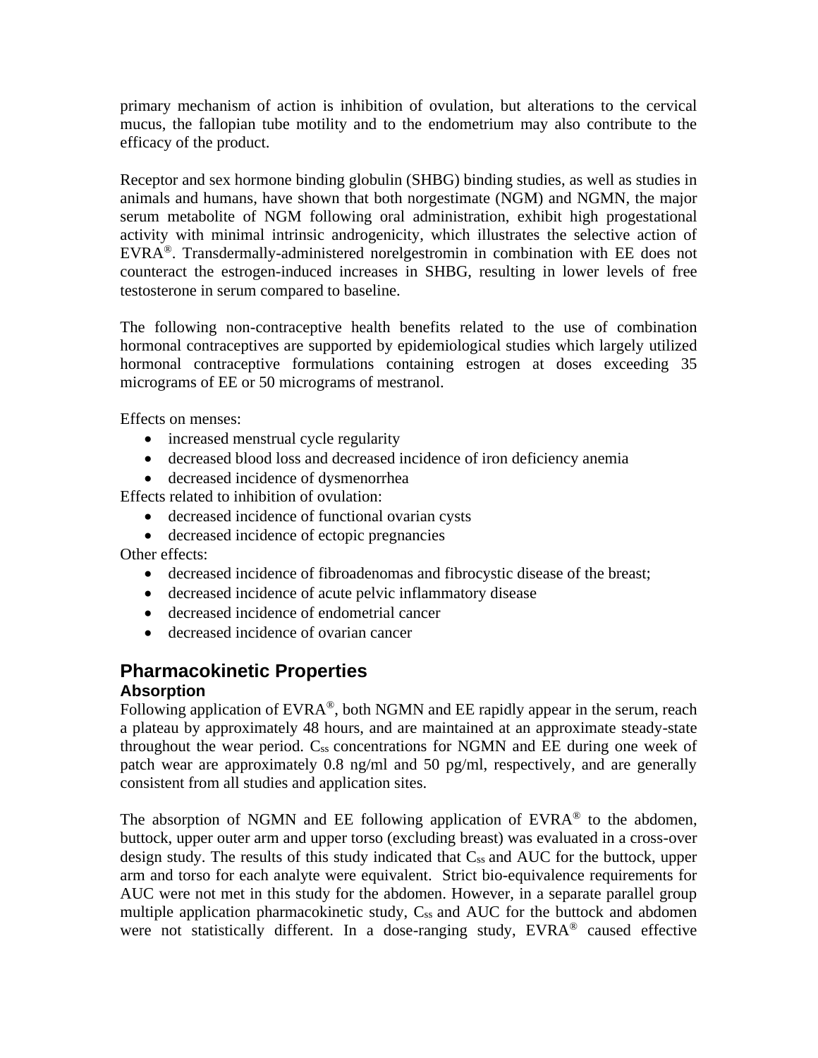primary mechanism of action is inhibition of ovulation, but alterations to the cervical mucus, the fallopian tube motility and to the endometrium may also contribute to the efficacy of the product.

Receptor and sex hormone binding globulin (SHBG) binding studies, as well as studies in animals and humans, have shown that both norgestimate (NGM) and NGMN, the major serum metabolite of NGM following oral administration, exhibit high progestational activity with minimal intrinsic androgenicity, which illustrates the selective action of EVRA®. Transdermally-administered norelgestromin in combination with EE does not counteract the estrogen-induced increases in SHBG, resulting in lower levels of free testosterone in serum compared to baseline.

The following non-contraceptive health benefits related to the use of combination hormonal contraceptives are supported by epidemiological studies which largely utilized hormonal contraceptive formulations containing estrogen at doses exceeding 35 micrograms of EE or 50 micrograms of mestranol.

Effects on menses:

- increased menstrual cycle regularity
- decreased blood loss and decreased incidence of iron deficiency anemia
- decreased incidence of dysmenorrhea

Effects related to inhibition of ovulation:

- decreased incidence of functional ovarian cysts
- decreased incidence of ectopic pregnancies

Other effects:

- decreased incidence of fibroadenomas and fibrocystic disease of the breast;
- decreased incidence of acute pelvic inflammatory disease
- decreased incidence of endometrial cancer
- decreased incidence of ovarian cancer

## Pharmacokinetic Properties

### Absorption

Following application of EVRA®, both NGMN and EE rapidly appear in the serum, reach a plateau by approximately 48 hours, and are maintained at an approximate steady-state throughout the wear period. $C_{ss}$ concentrations for NGMN and EE during one week of patch wear are approximately 0.8 ng/ml and 50 pg/ml, respectively, and are generally consistent from all studies and application sites.

The absorption of NGMN and EE following application of EVRA® to the abdomen, buttock, upper outer arm and upper torso (excluding breast) was evaluated in a cross-over design study. The results of this study indicated that $C_{ss}$ and AUC for the buttock, upper arm and torso for each analyte were equivalent. Strict bio-equivalence requirements for AUC were not met in this study for the abdomen. However, in a separate parallel group multiple application pharmacokinetic study, $C_{ss}$ and AUC for the buttock and abdomen were not statistically different. In a dose-ranging study, EVRA® caused effective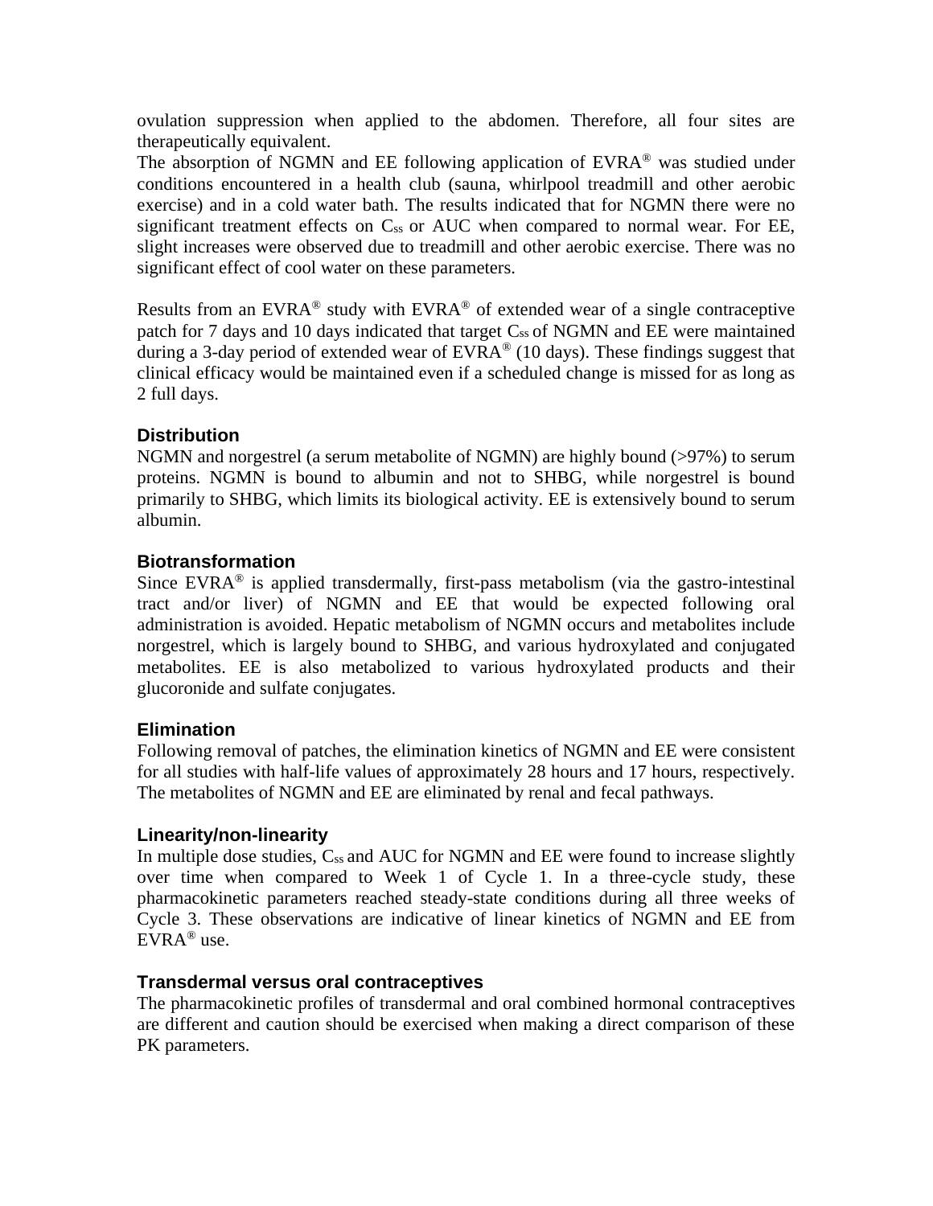ovulation suppression when applied to the abdomen. Therefore, all four sites are therapeutically equivalent.
The absorption of NGMN and EE following application of EVRA® was studied under conditions encountered in a health club (sauna, whirlpool treadmill and other aerobic exercise) and in a cold water bath. The results indicated that for NGMN there were no significant treatment effects on $C_{ss}$ or AUC when compared to normal wear. For EE, slight increases were observed due to treadmill and other aerobic exercise. There was no significant effect of cool water on these parameters.

Results from an EVRA® study with EVRA® of extended wear of a single contraceptive patch for 7 days and 10 days indicated that target $C_{ss}$ of NGMN and EE were maintained during a 3-day period of extended wear of EVRA® (10 days). These findings suggest that clinical efficacy would be maintained even if a scheduled change is missed for as long as 2 full days.

### Distribution

NGMN and norgestrel (a serum metabolite of NGMN) are highly bound (>97%) to serum proteins. NGMN is bound to albumin and not to SHBG, while norgestrel is bound primarily to SHBG, which limits its biological activity. EE is extensively bound to serum albumin.

### Biotransformation

Since EVRA® is applied transdermally, first-pass metabolism (via the gastro-intestinal tract and/or liver) of NGMN and EE that would be expected following oral administration is avoided. Hepatic metabolism of NGMN occurs and metabolites include norgestrel, which is largely bound to SHBG, and various hydroxylated and conjugated metabolites. EE is also metabolized to various hydroxylated products and their glucoronide and sulfate conjugates.

### Elimination

Following removal of patches, the elimination kinetics of NGMN and EE were consistent for all studies with half-life values of approximately 28 hours and 17 hours, respectively. The metabolites of NGMN and EE are eliminated by renal and fecal pathways.

### Linearity/non-linearity

In multiple dose studies, $C_{ss}$ and AUC for NGMN and EE were found to increase slightly over time when compared to Week 1 of Cycle 1. In a three-cycle study, these pharmacokinetic parameters reached steady-state conditions during all three weeks of Cycle 3. These observations are indicative of linear kinetics of NGMN and EE from EVRA® use.

### Transdermal versus oral contraceptives

The pharmacokinetic profiles of transdermal and oral combined hormonal contraceptives are different and caution should be exercised when making a direct comparison of these PK parameters.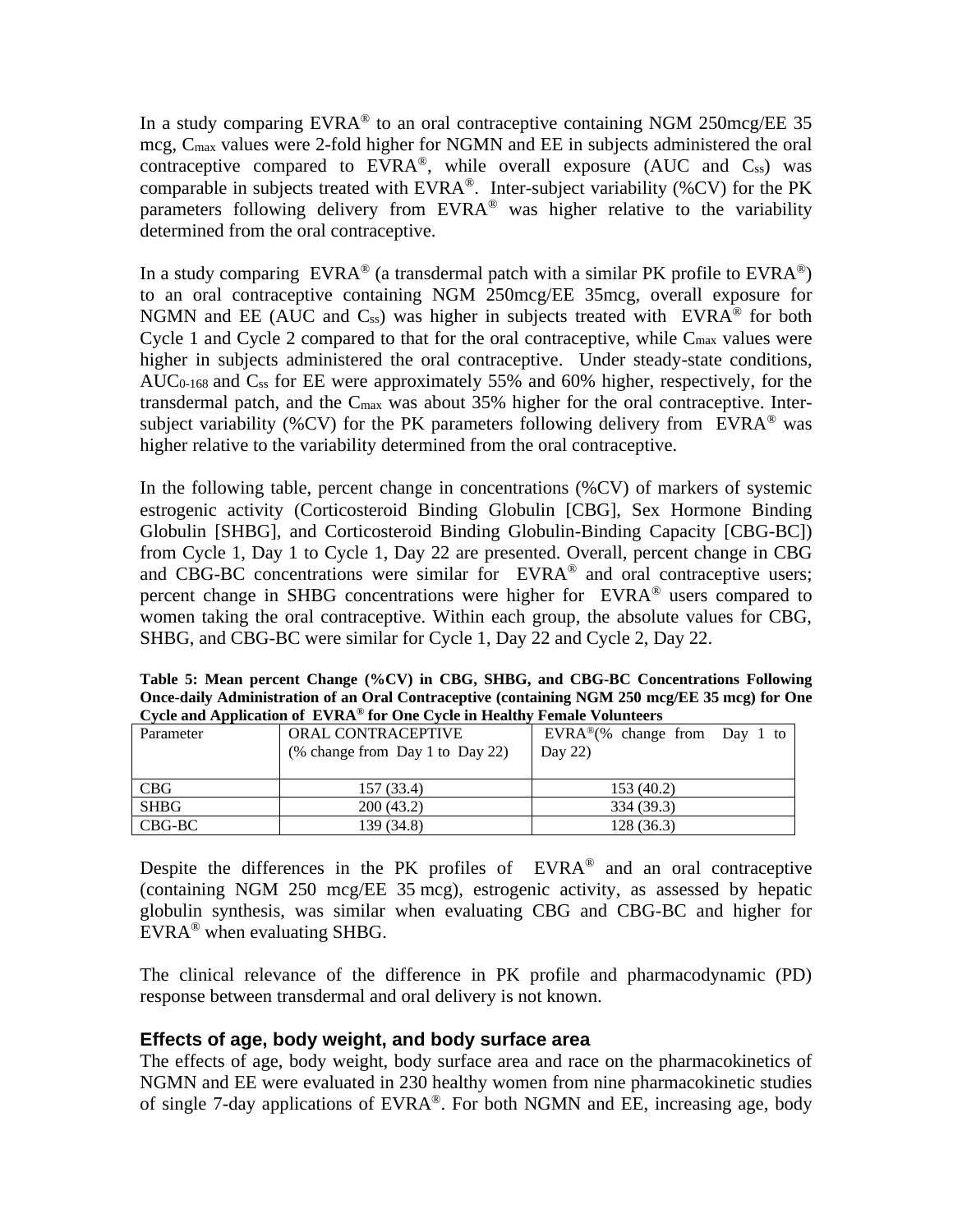In a study comparing EVRA® to an oral contraceptive containing NGM 250mcg/EE 35 mcg, $C_{max}$ values were 2-fold higher for NGMN and EE in subjects administered the oral contraceptive compared to EVRA®, while overall exposure (AUC and $C_{ss}$) was comparable in subjects treated with EVRA®. Inter-subject variability (%CV) for the PK parameters following delivery from EVRA® was higher relative to the variability determined from the oral contraceptive.

In a study comparing EVRA® (a transdermal patch with a similar PK profile to EVRA®) to an oral contraceptive containing NGM 250mcg/EE 35mcg, overall exposure for NGMN and EE (AUC and $C_{ss}$) was higher in subjects treated with EVRA® for both Cycle 1 and Cycle 2 compared to that for the oral contraceptive, while $C_{max}$ values were higher in subjects administered the oral contraceptive. Under steady-state conditions, $AUC_{0-168}$ and $C_{ss}$ for EE were approximately 55% and 60% higher, respectively, for the transdermal patch, and the $C_{max}$ was about 35% higher for the oral contraceptive. Inter-subject variability (%CV) for the PK parameters following delivery from EVRA® was higher relative to the variability determined from the oral contraceptive.

In the following table, percent change in concentrations (%CV) of markers of systemic estrogenic activity (Corticosteroid Binding Globulin [CBG], Sex Hormone Binding Globulin [SHBG], and Corticosteroid Binding Globulin-Binding Capacity [CBG-BC]) from Cycle 1, Day 1 to Cycle 1, Day 22 are presented. Overall, percent change in CBG and CBG-BC concentrations were similar for EVRA® and oral contraceptive users; percent change in SHBG concentrations were higher for EVRA® users compared to women taking the oral contraceptive. Within each group, the absolute values for CBG, SHBG, and CBG-BC were similar for Cycle 1, Day 22 and Cycle 2, Day 22.

**Table 5: Mean percent Change (%CV) in CBG, SHBG, and CBG-BC Concentrations Following Once-daily Administration of an Oral Contraceptive (containing NGM 250 mcg/EE 35 mcg) for One Cycle and Application of EVRA® for One Cycle in Healthy Female Volunteers**

| Parameter | ORAL CONTRACEPTIVE (% change from Day 1 to Day 22) | EVRA®(% change from Day 1 to Day 22) |
|---|---|---|
| CBG | 157 (33.4) | 153 (40.2) |
| SHBG | 200 (43.2) | 334 (39.3) |
| CBG-BC | 139 (34.8) | 128 (36.3) |

Despite the differences in the PK profiles of EVRA® and an oral contraceptive (containing NGM 250 mcg/EE 35 mcg), estrogenic activity, as assessed by hepatic globulin synthesis, was similar when evaluating CBG and CBG-BC and higher for EVRA® when evaluating SHBG.

The clinical relevance of the difference in PK profile and pharmacodynamic (PD) response between transdermal and oral delivery is not known.

### Effects of age, body weight, and body surface area

The effects of age, body weight, body surface area and race on the pharmacokinetics of NGMN and EE were evaluated in 230 healthy women from nine pharmacokinetic studies of single 7-day applications of EVRA®. For both NGMN and EE, increasing age, body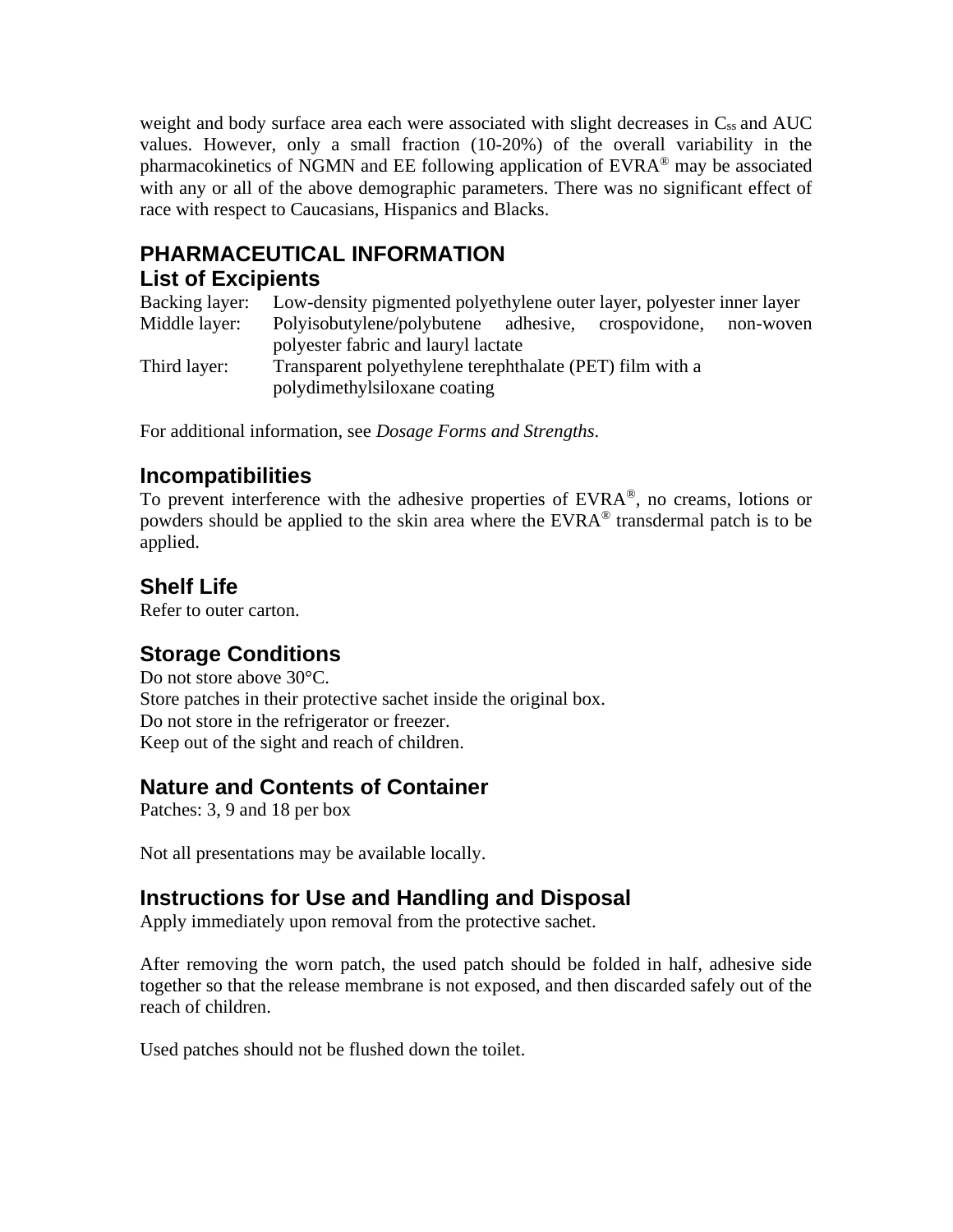weight and body surface area each were associated with slight decreases in $C_{ss}$ and AUC values. However, only a small fraction (10-20%) of the overall variability in the pharmacokinetics of NGMN and EE following application of EVRA® may be associated with any or all of the above demographic parameters. There was no significant effect of race with respect to Caucasians, Hispanics and Blacks.

# PHARMACEUTICAL INFORMATION

## List of Excipients

Backing layer: Low-density pigmented polyethylene outer layer, polyester inner layer
Middle layer: Polyisobutylene/polybutene adhesive, crospovidone, non-woven polyester fabric and lauryl lactate
Third layer: Transparent polyethylene terephthalate (PET) film with a polydimethylsiloxane coating

For additional information, see *Dosage Forms and Strengths*.

## Incompatibilities

To prevent interference with the adhesive properties of EVRA®, no creams, lotions or powders should be applied to the skin area where the EVRA® transdermal patch is to be applied.

## Shelf Life

Refer to outer carton.

## Storage Conditions

Do not store above 30°C.
Store patches in their protective sachet inside the original box.
Do not store in the refrigerator or freezer.
Keep out of the sight and reach of children.

## Nature and Contents of Container

Patches: 3, 9 and 18 per box

Not all presentations may be available locally.

## Instructions for Use and Handling and Disposal

Apply immediately upon removal from the protective sachet.

After removing the worn patch, the used patch should be folded in half, adhesive side together so that the release membrane is not exposed, and then discarded safely out of the reach of children.

Used patches should not be flushed down the toilet.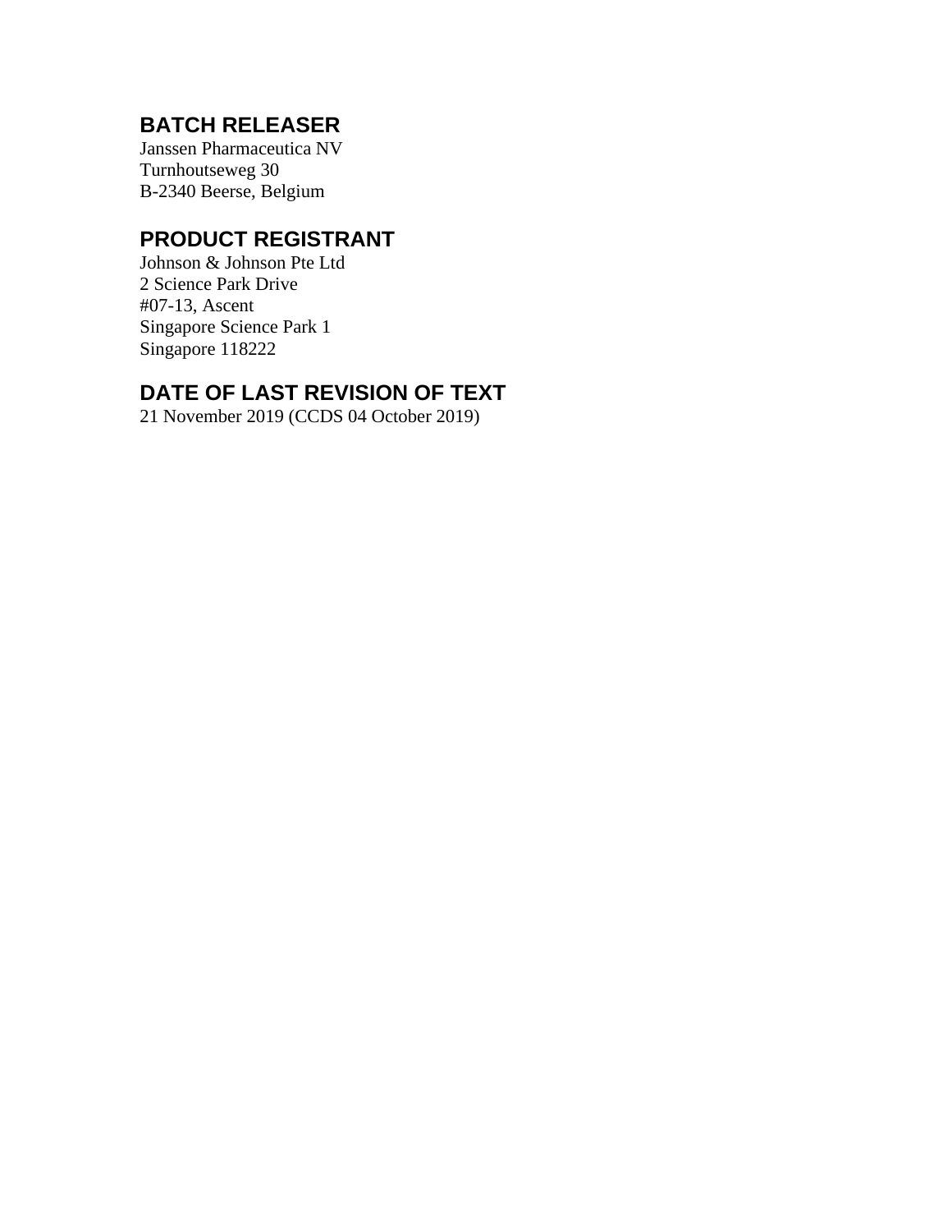## BATCH RELEASER

Janssen Pharmaceutica NV
Turnhoutseweg 30
B-2340 Beerse, Belgium

## PRODUCT REGISTRANT

Johnson & Johnson Pte Ltd
2 Science Park Drive
#07-13, Ascent
Singapore Science Park 1
Singapore 118222

## DATE OF LAST REVISION OF TEXT

21 November 2019 (CCDS 04 October 2019)